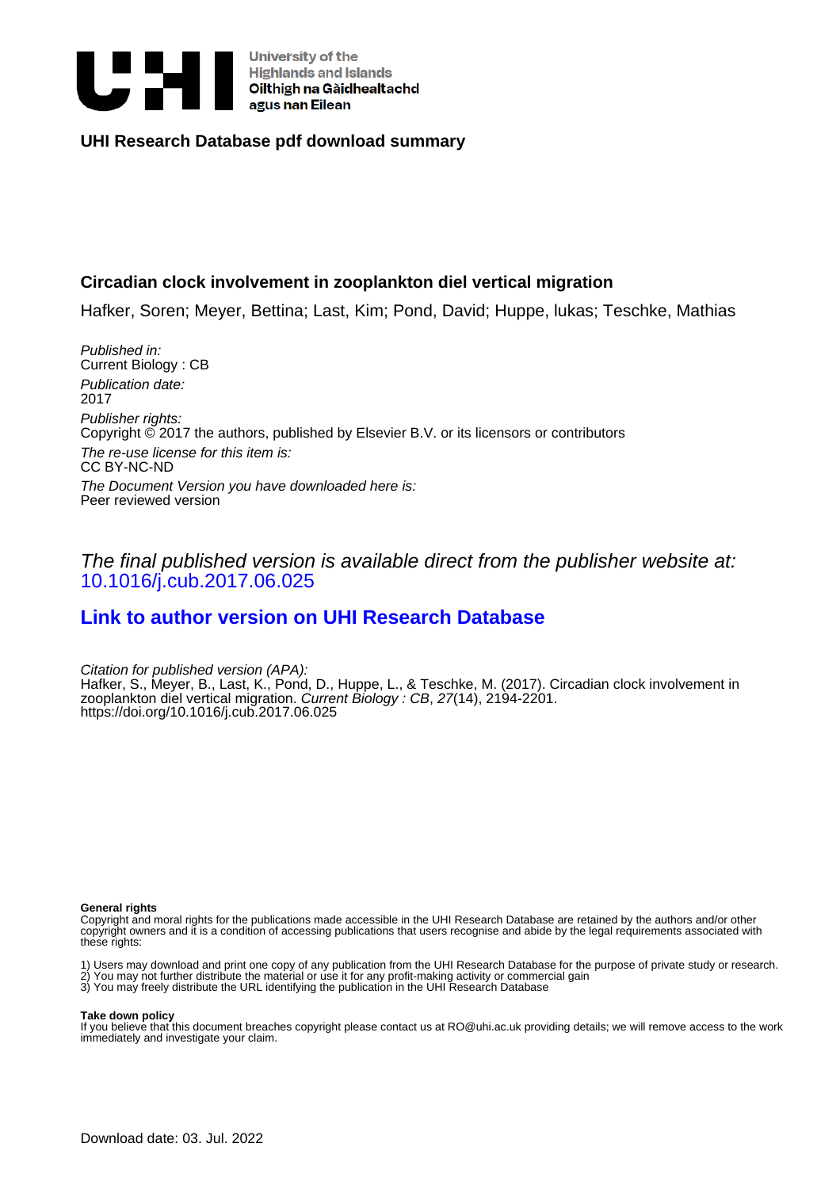University of the Highlands and Islands
Oilthigh na Gàidhealtachd agus nan Eilean

**UHI Research Database pdf download summary**

## Circadian clock involvement in zooplankton diel vertical migration

Hafker, Soren; Meyer, Bettina; Last, Kim; Pond, David; Huppe, lukas; Teschke, Mathias

*Published in:*
Current Biology : CB

*Publication date:*
2017

*Publisher rights:*
Copyright © 2017 the authors, published by Elsevier B.V. or its licensors or contributors

*The re-use license for this item is:*
CC BY-NC-ND

*The Document Version you have downloaded here is:*
Peer reviewed version

*The final published version is available direct from the publisher website at:*
10.1016/j.cub.2017.06.025

**Link to author version on UHI Research Database**

*Citation for published version (APA):*
Hafker, S., Meyer, B., Last, K., Pond, D., Huppe, L., & Teschke, M. (2017). Circadian clock involvement in zooplankton diel vertical migration. *Current Biology : CB*, *27*(14), 2194-2201. https://doi.org/10.1016/j.cub.2017.06.025

**General rights**
Copyright and moral rights for the publications made accessible in the UHI Research Database are retained by the authors and/or other copyright owners and it is a condition of accessing publications that users recognise and abide by the legal requirements associated with these rights:

1) Users may download and print one copy of any publication from the UHI Research Database for the purpose of private study or research.
2) You may not further distribute the material or use it for any profit-making activity or commercial gain
3) You may freely distribute the URL identifying the publication in the UHI Research Database

**Take down policy**
If you believe that this document breaches copyright please contact us at RO@uhi.ac.uk providing details; we will remove access to the work immediately and investigate your claim.

Download date: 03. Jul. 2022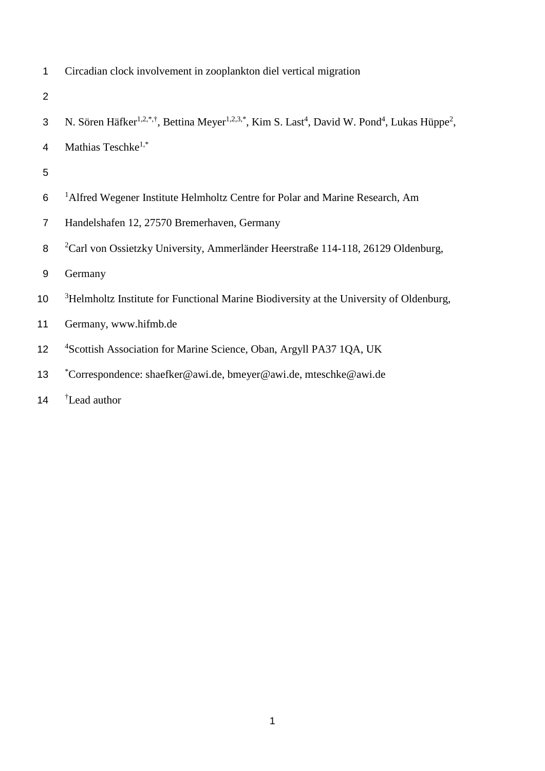# Circadian clock involvement in zooplankton diel vertical migration

N. Sören Häfker[1,2,*,†], Bettina Meyer[1,2,3,*], Kim S. Last[4], David W. Pond[4], Lukas Hüppe[2], Mathias Teschke[1,*]

[1]Alfred Wegener Institute Helmholtz Centre for Polar and Marine Research, Am Handelshafen 12, 27570 Bremerhaven, Germany

[2]Carl von Ossietzky University, Ammerländer Heerstraße 114-118, 26129 Oldenburg, Germany

[3]Helmholtz Institute for Functional Marine Biodiversity at the University of Oldenburg, Germany, www.hifmb.de

[4]Scottish Association for Marine Science, Oban, Argyll PA37 1QA, UK

[*]Correspondence: shaefker@awi.de, bmeyer@awi.de, mteschke@awi.de

[†]Lead author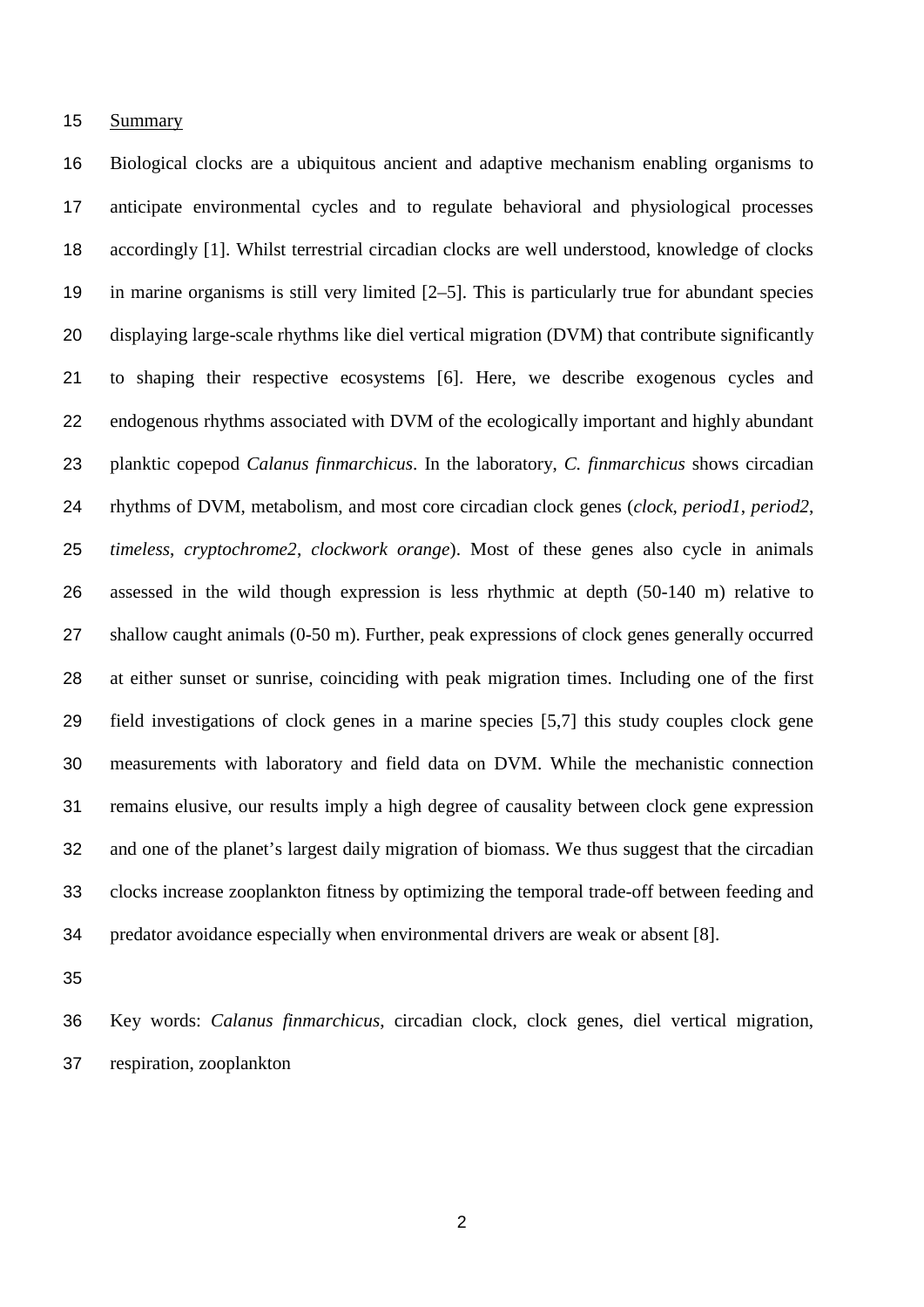## Summary

Biological clocks are a ubiquitous ancient and adaptive mechanism enabling organisms to anticipate environmental cycles and to regulate behavioral and physiological processes accordingly [1]. Whilst terrestrial circadian clocks are well understood, knowledge of clocks in marine organisms is still very limited [2–5]. This is particularly true for abundant species displaying large-scale rhythms like diel vertical migration (DVM) that contribute significantly to shaping their respective ecosystems [6]. Here, we describe exogenous cycles and endogenous rhythms associated with DVM of the ecologically important and highly abundant planktic copepod *Calanus finmarchicus*. In the laboratory, *C. finmarchicus* shows circadian rhythms of DVM, metabolism, and most core circadian clock genes (*clock*, *period1*, *period2*, *timeless*, *cryptochrome2*, *clockwork orange*). Most of these genes also cycle in animals assessed in the wild though expression is less rhythmic at depth (50-140 m) relative to shallow caught animals (0-50 m). Further, peak expressions of clock genes generally occurred at either sunset or sunrise, coinciding with peak migration times. Including one of the first field investigations of clock genes in a marine species [5,7] this study couples clock gene measurements with laboratory and field data on DVM. While the mechanistic connection remains elusive, our results imply a high degree of causality between clock gene expression and one of the planet's largest daily migration of biomass. We thus suggest that the circadian clocks increase zooplankton fitness by optimizing the temporal trade-off between feeding and predator avoidance especially when environmental drivers are weak or absent [8].

Key words: *Calanus finmarchicus*, circadian clock, clock genes, diel vertical migration, respiration, zooplankton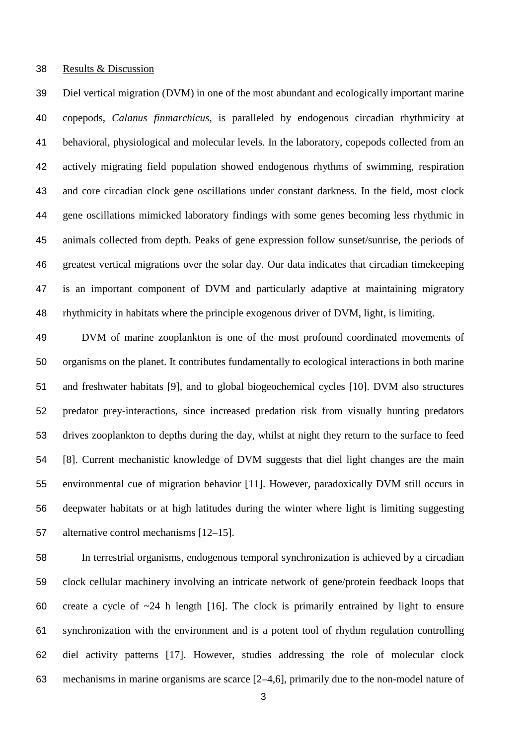## Results & Discussion

Diel vertical migration (DVM) in one of the most abundant and ecologically important marine copepods, *Calanus finmarchicus*, is paralleled by endogenous circadian rhythmicity at behavioral, physiological and molecular levels. In the laboratory, copepods collected from an actively migrating field population showed endogenous rhythms of swimming, respiration and core circadian clock gene oscillations under constant darkness. In the field, most clock gene oscillations mimicked laboratory findings with some genes becoming less rhythmic in animals collected from depth. Peaks of gene expression follow sunset/sunrise, the periods of greatest vertical migrations over the solar day. Our data indicates that circadian timekeeping is an important component of DVM and particularly adaptive at maintaining migratory rhythmicity in habitats where the principle exogenous driver of DVM, light, is limiting.

DVM of marine zooplankton is one of the most profound coordinated movements of organisms on the planet. It contributes fundamentally to ecological interactions in both marine and freshwater habitats [9], and to global biogeochemical cycles [10]. DVM also structures predator prey-interactions, since increased predation risk from visually hunting predators drives zooplankton to depths during the day, whilst at night they return to the surface to feed [8]. Current mechanistic knowledge of DVM suggests that diel light changes are the main environmental cue of migration behavior [11]. However, paradoxically DVM still occurs in deepwater habitats or at high latitudes during the winter where light is limiting suggesting alternative control mechanisms [12–15].

In terrestrial organisms, endogenous temporal synchronization is achieved by a circadian clock cellular machinery involving an intricate network of gene/protein feedback loops that create a cycle of ~24 h length [16]. The clock is primarily entrained by light to ensure synchronization with the environment and is a potent tool of rhythm regulation controlling diel activity patterns [17]. However, studies addressing the role of molecular clock mechanisms in marine organisms are scarce [2–4,6], primarily due to the non-model nature of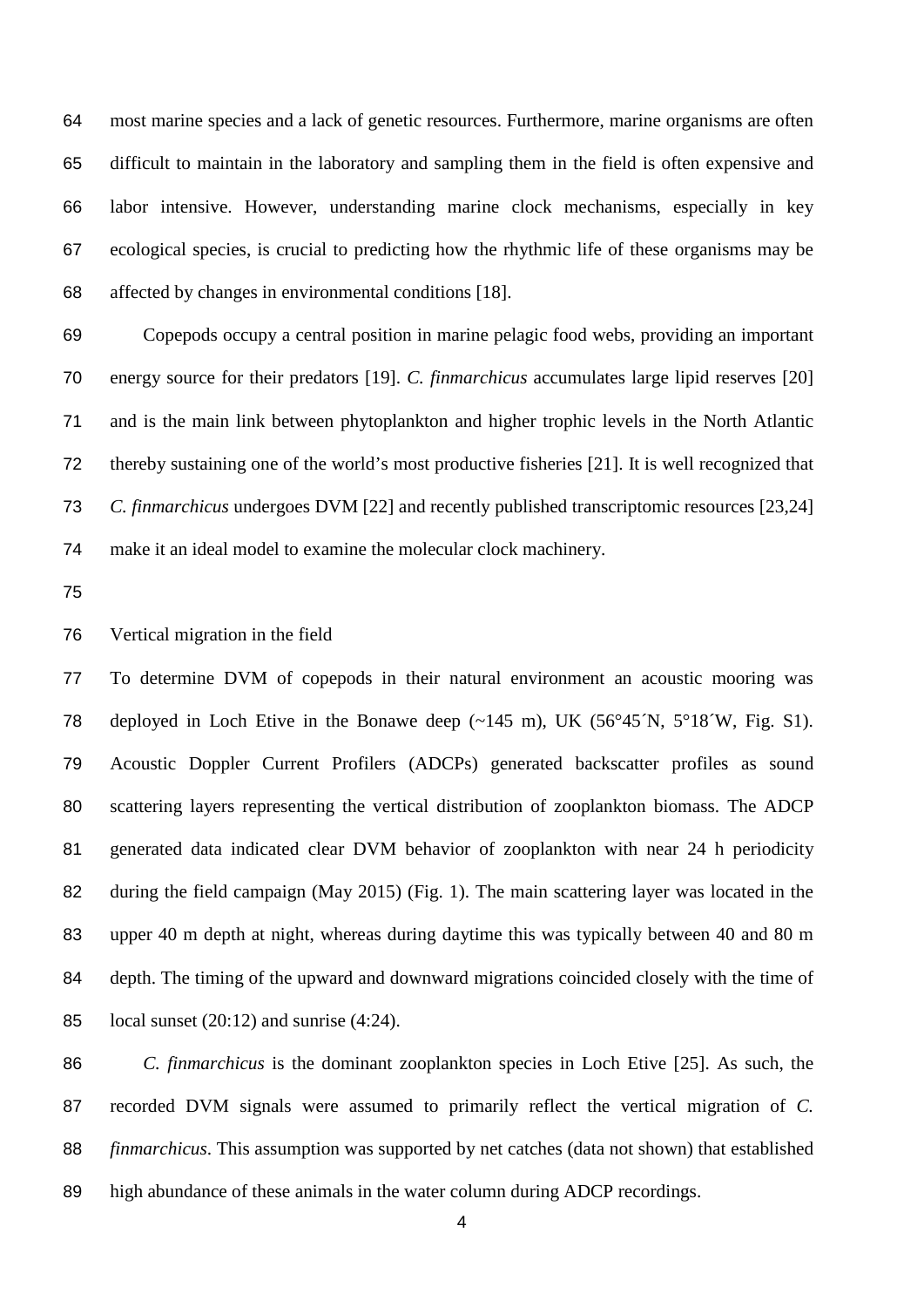most marine species and a lack of genetic resources. Furthermore, marine organisms are often difficult to maintain in the laboratory and sampling them in the field is often expensive and labor intensive. However, understanding marine clock mechanisms, especially in key ecological species, is crucial to predicting how the rhythmic life of these organisms may be affected by changes in environmental conditions [18].

Copepods occupy a central position in marine pelagic food webs, providing an important energy source for their predators [19]. *C. finmarchicus* accumulates large lipid reserves [20] and is the main link between phytoplankton and higher trophic levels in the North Atlantic thereby sustaining one of the world's most productive fisheries [21]. It is well recognized that *C. finmarchicus* undergoes DVM [22] and recently published transcriptomic resources [23,24] make it an ideal model to examine the molecular clock machinery.

## Vertical migration in the field

To determine DVM of copepods in their natural environment an acoustic mooring was deployed in Loch Etive in the Bonawe deep (~145 m), UK (56°45´N, 5°18´W, Fig. S1). Acoustic Doppler Current Profilers (ADCPs) generated backscatter profiles as sound scattering layers representing the vertical distribution of zooplankton biomass. The ADCP generated data indicated clear DVM behavior of zooplankton with near 24 h periodicity during the field campaign (May 2015) (Fig. 1). The main scattering layer was located in the upper 40 m depth at night, whereas during daytime this was typically between 40 and 80 m depth. The timing of the upward and downward migrations coincided closely with the time of local sunset (20:12) and sunrise (4:24).

*C. finmarchicus* is the dominant zooplankton species in Loch Etive [25]. As such, the recorded DVM signals were assumed to primarily reflect the vertical migration of *C. finmarchicus*. This assumption was supported by net catches (data not shown) that established high abundance of these animals in the water column during ADCP recordings.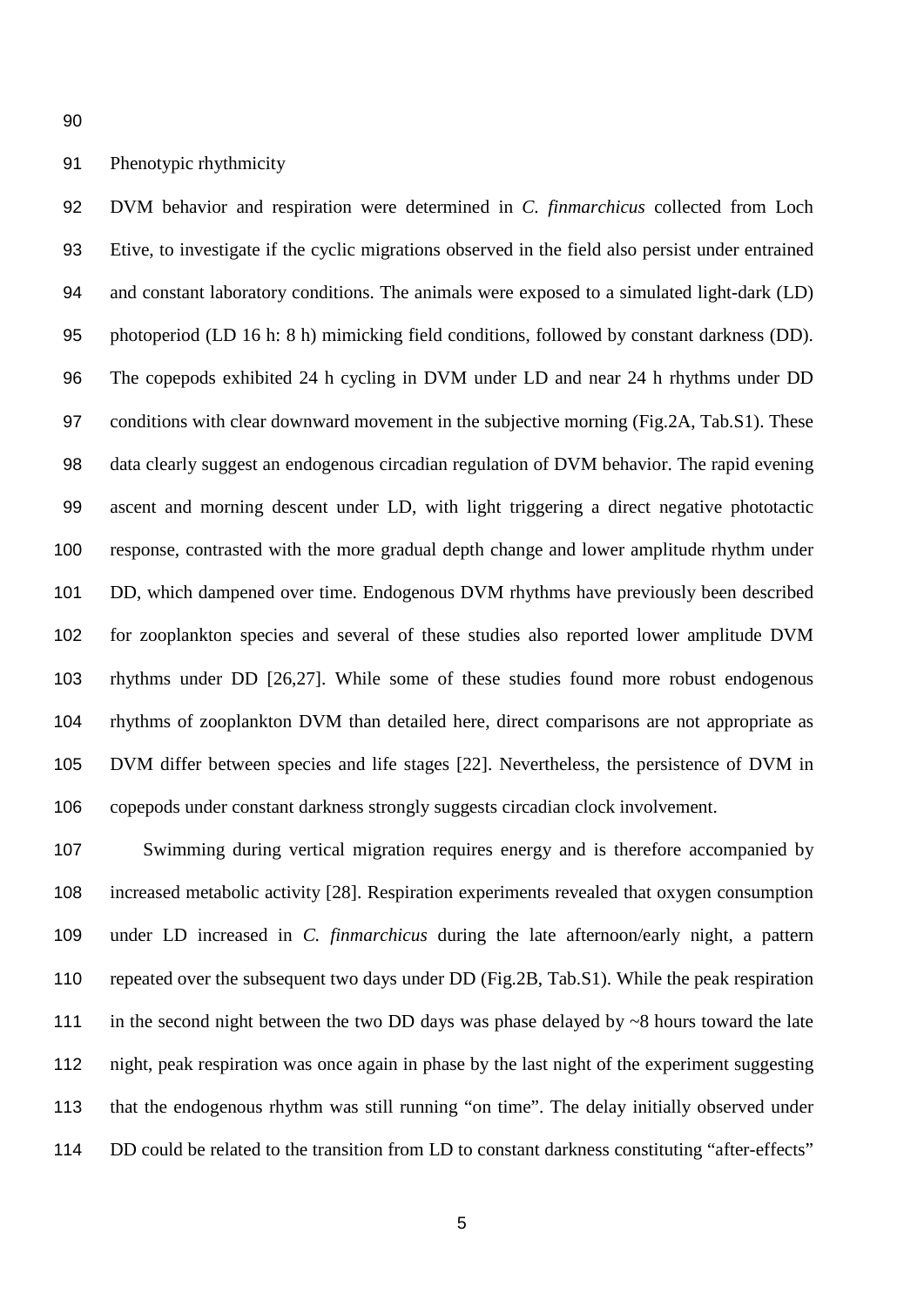## Phenotypic rhythmicity

DVM behavior and respiration were determined in *C. finmarchicus* collected from Loch Etive, to investigate if the cyclic migrations observed in the field also persist under entrained and constant laboratory conditions. The animals were exposed to a simulated light-dark (LD) photoperiod (LD 16 h: 8 h) mimicking field conditions, followed by constant darkness (DD). The copepods exhibited 24 h cycling in DVM under LD and near 24 h rhythms under DD conditions with clear downward movement in the subjective morning (Fig.2A, Tab.S1). These data clearly suggest an endogenous circadian regulation of DVM behavior. The rapid evening ascent and morning descent under LD, with light triggering a direct negative phototactic response, contrasted with the more gradual depth change and lower amplitude rhythm under DD, which dampened over time. Endogenous DVM rhythms have previously been described for zooplankton species and several of these studies also reported lower amplitude DVM rhythms under DD [26,27]. While some of these studies found more robust endogenous rhythms of zooplankton DVM than detailed here, direct comparisons are not appropriate as DVM differ between species and life stages [22]. Nevertheless, the persistence of DVM in copepods under constant darkness strongly suggests circadian clock involvement.

Swimming during vertical migration requires energy and is therefore accompanied by increased metabolic activity [28]. Respiration experiments revealed that oxygen consumption under LD increased in *C. finmarchicus* during the late afternoon/early night, a pattern repeated over the subsequent two days under DD (Fig.2B, Tab.S1). While the peak respiration in the second night between the two DD days was phase delayed by ~8 hours toward the late night, peak respiration was once again in phase by the last night of the experiment suggesting that the endogenous rhythm was still running "on time". The delay initially observed under DD could be related to the transition from LD to constant darkness constituting "after-effects"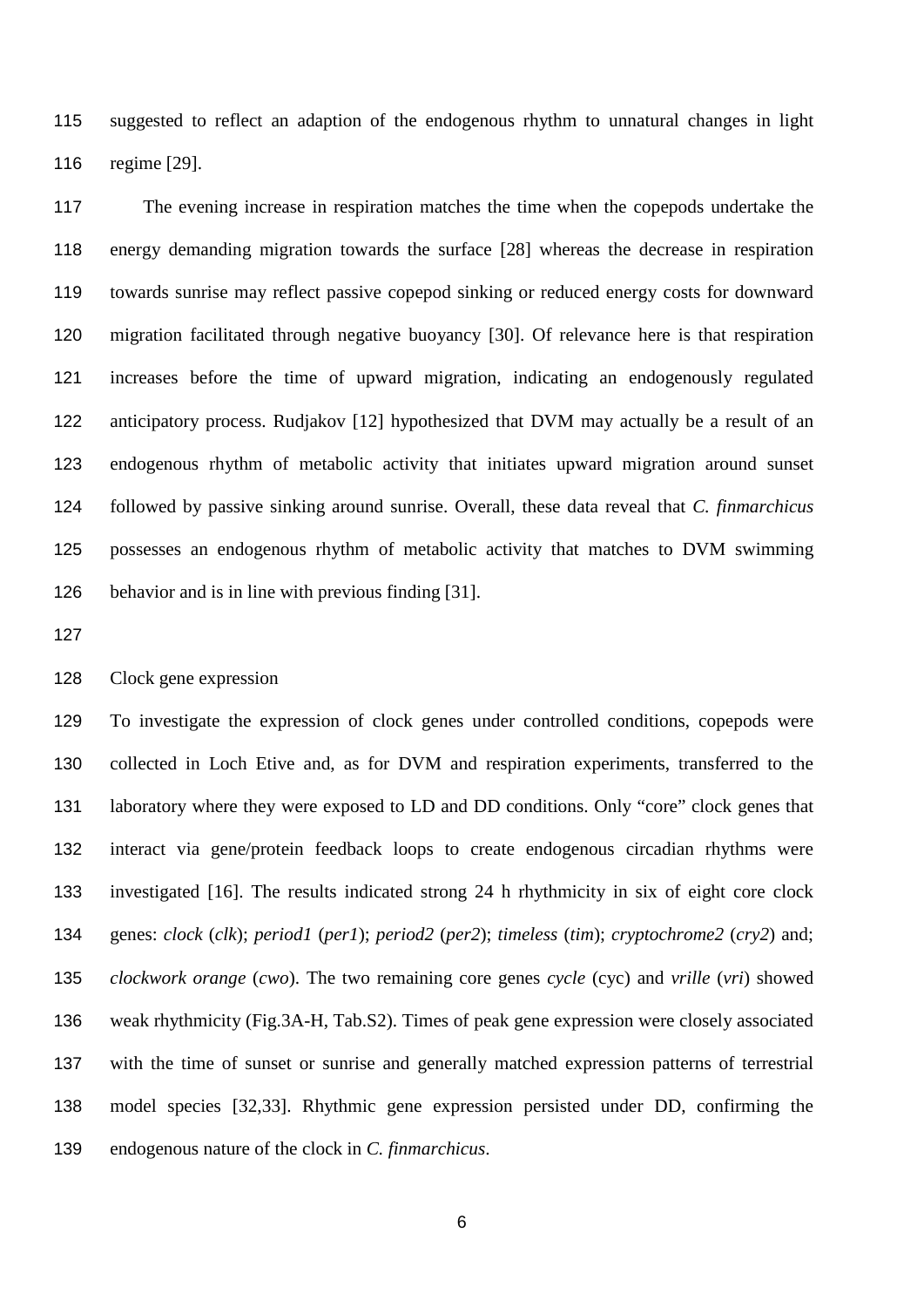suggested to reflect an adaption of the endogenous rhythm to unnatural changes in light regime [29].

The evening increase in respiration matches the time when the copepods undertake the energy demanding migration towards the surface [28] whereas the decrease in respiration towards sunrise may reflect passive copepod sinking or reduced energy costs for downward migration facilitated through negative buoyancy [30]. Of relevance here is that respiration increases before the time of upward migration, indicating an endogenously regulated anticipatory process. Rudjakov [12] hypothesized that DVM may actually be a result of an endogenous rhythm of metabolic activity that initiates upward migration around sunset followed by passive sinking around sunrise. Overall, these data reveal that *C. finmarchicus* possesses an endogenous rhythm of metabolic activity that matches to DVM swimming behavior and is in line with previous finding [31].

Clock gene expression

To investigate the expression of clock genes under controlled conditions, copepods were collected in Loch Etive and, as for DVM and respiration experiments, transferred to the laboratory where they were exposed to LD and DD conditions. Only "core" clock genes that interact via gene/protein feedback loops to create endogenous circadian rhythms were investigated [16]. The results indicated strong 24 h rhythmicity in six of eight core clock genes: *clock* (*clk*); *period1* (*per1*); *period2* (*per2*); *timeless* (*tim*); *cryptochrome2* (*cry2*) and; *clockwork orange* (*cwo*). The two remaining core genes *cycle* (cyc) and *vrille* (*vri*) showed weak rhythmicity (Fig.3A-H, Tab.S2). Times of peak gene expression were closely associated with the time of sunset or sunrise and generally matched expression patterns of terrestrial model species [32,33]. Rhythmic gene expression persisted under DD, confirming the endogenous nature of the clock in *C. finmarchicus*.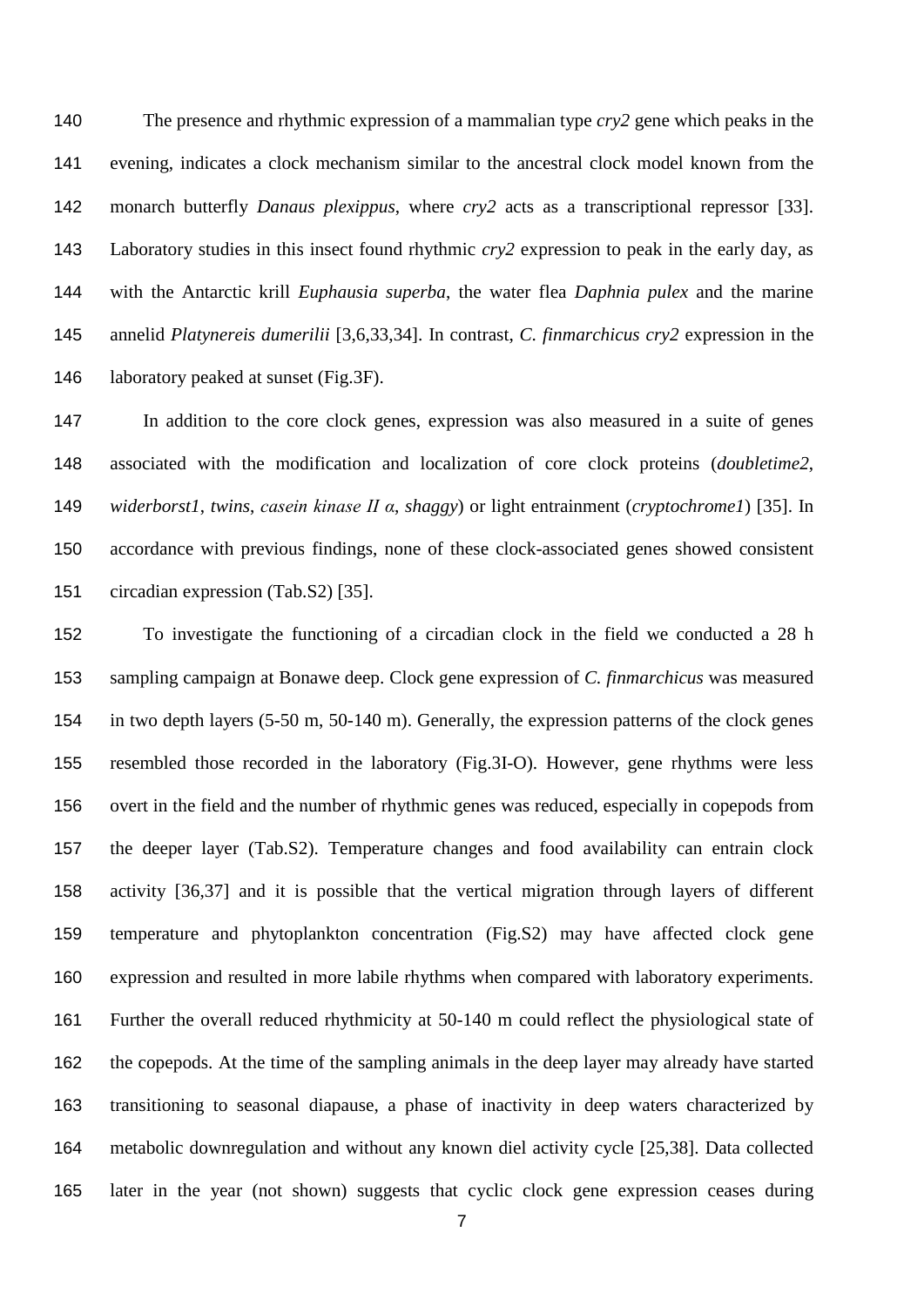The presence and rhythmic expression of a mammalian type *cry2* gene which peaks in the evening, indicates a clock mechanism similar to the ancestral clock model known from the monarch butterfly *Danaus plexippus*, where *cry2* acts as a transcriptional repressor [33]. Laboratory studies in this insect found rhythmic *cry2* expression to peak in the early day, as with the Antarctic krill *Euphausia superba*, the water flea *Daphnia pulex* and the marine annelid *Platynereis dumerilii* [3,6,33,34]. In contrast, *C. finmarchicus cry2* expression in the laboratory peaked at sunset (Fig.3F).

In addition to the core clock genes, expression was also measured in a suite of genes associated with the modification and localization of core clock proteins (*doubletime2*, *widerborst1*, *twins*, *casein kinase II α*, *shaggy*) or light entrainment (*cryptochrome1*) [35]. In accordance with previous findings, none of these clock-associated genes showed consistent circadian expression (Tab.S2) [35].

To investigate the functioning of a circadian clock in the field we conducted a 28 h sampling campaign at Bonawe deep. Clock gene expression of *C. finmarchicus* was measured in two depth layers (5-50 m, 50-140 m). Generally, the expression patterns of the clock genes resembled those recorded in the laboratory (Fig.3I-O). However, gene rhythms were less overt in the field and the number of rhythmic genes was reduced, especially in copepods from the deeper layer (Tab.S2). Temperature changes and food availability can entrain clock activity [36,37] and it is possible that the vertical migration through layers of different temperature and phytoplankton concentration (Fig.S2) may have affected clock gene expression and resulted in more labile rhythms when compared with laboratory experiments. Further the overall reduced rhythmicity at 50-140 m could reflect the physiological state of the copepods. At the time of the sampling animals in the deep layer may already have started transitioning to seasonal diapause, a phase of inactivity in deep waters characterized by metabolic downregulation and without any known diel activity cycle [25,38]. Data collected later in the year (not shown) suggests that cyclic clock gene expression ceases during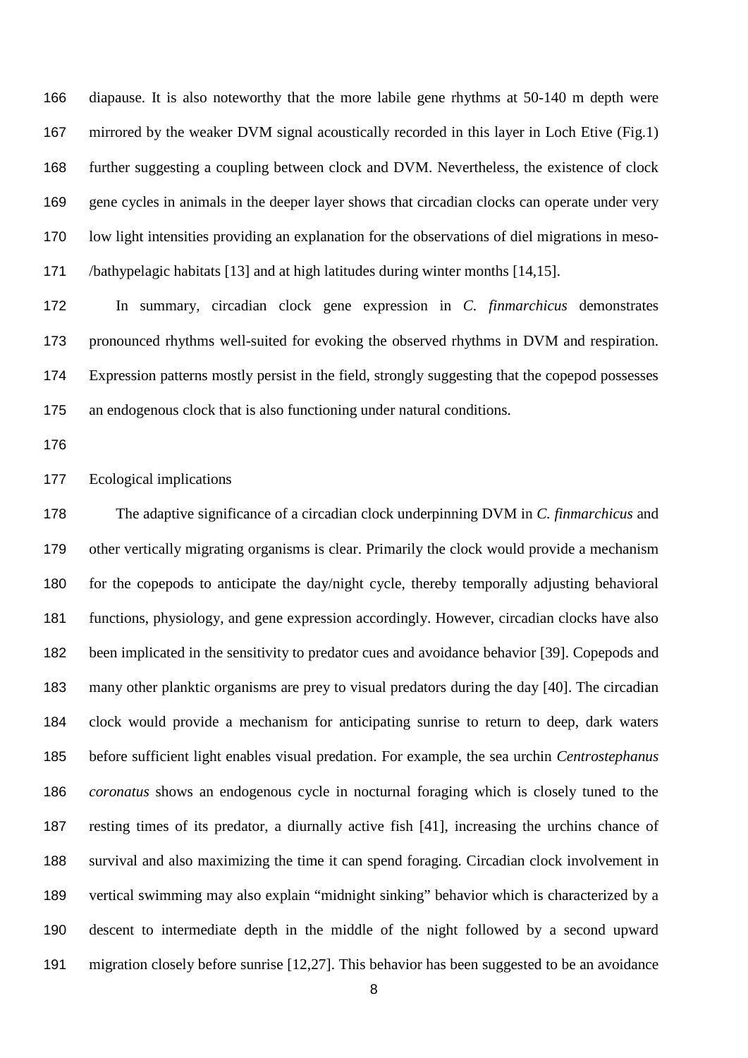diapause. It is also noteworthy that the more labile gene rhythms at 50-140 m depth were mirrored by the weaker DVM signal acoustically recorded in this layer in Loch Etive (Fig.1) further suggesting a coupling between clock and DVM. Nevertheless, the existence of clock gene cycles in animals in the deeper layer shows that circadian clocks can operate under very low light intensities providing an explanation for the observations of diel migrations in meso-/bathypelagic habitats [13] and at high latitudes during winter months [14,15].

In summary, circadian clock gene expression in *C. finmarchicus* demonstrates pronounced rhythms well-suited for evoking the observed rhythms in DVM and respiration. Expression patterns mostly persist in the field, strongly suggesting that the copepod possesses an endogenous clock that is also functioning under natural conditions.

## Ecological implications

The adaptive significance of a circadian clock underpinning DVM in *C. finmarchicus* and other vertically migrating organisms is clear. Primarily the clock would provide a mechanism for the copepods to anticipate the day/night cycle, thereby temporally adjusting behavioral functions, physiology, and gene expression accordingly. However, circadian clocks have also been implicated in the sensitivity to predator cues and avoidance behavior [39]. Copepods and many other planktic organisms are prey to visual predators during the day [40]. The circadian clock would provide a mechanism for anticipating sunrise to return to deep, dark waters before sufficient light enables visual predation. For example, the sea urchin *Centrostephanus coronatus* shows an endogenous cycle in nocturnal foraging which is closely tuned to the resting times of its predator, a diurnally active fish [41], increasing the urchins chance of survival and also maximizing the time it can spend foraging. Circadian clock involvement in vertical swimming may also explain "midnight sinking" behavior which is characterized by a descent to intermediate depth in the middle of the night followed by a second upward migration closely before sunrise [12,27]. This behavior has been suggested to be an avoidance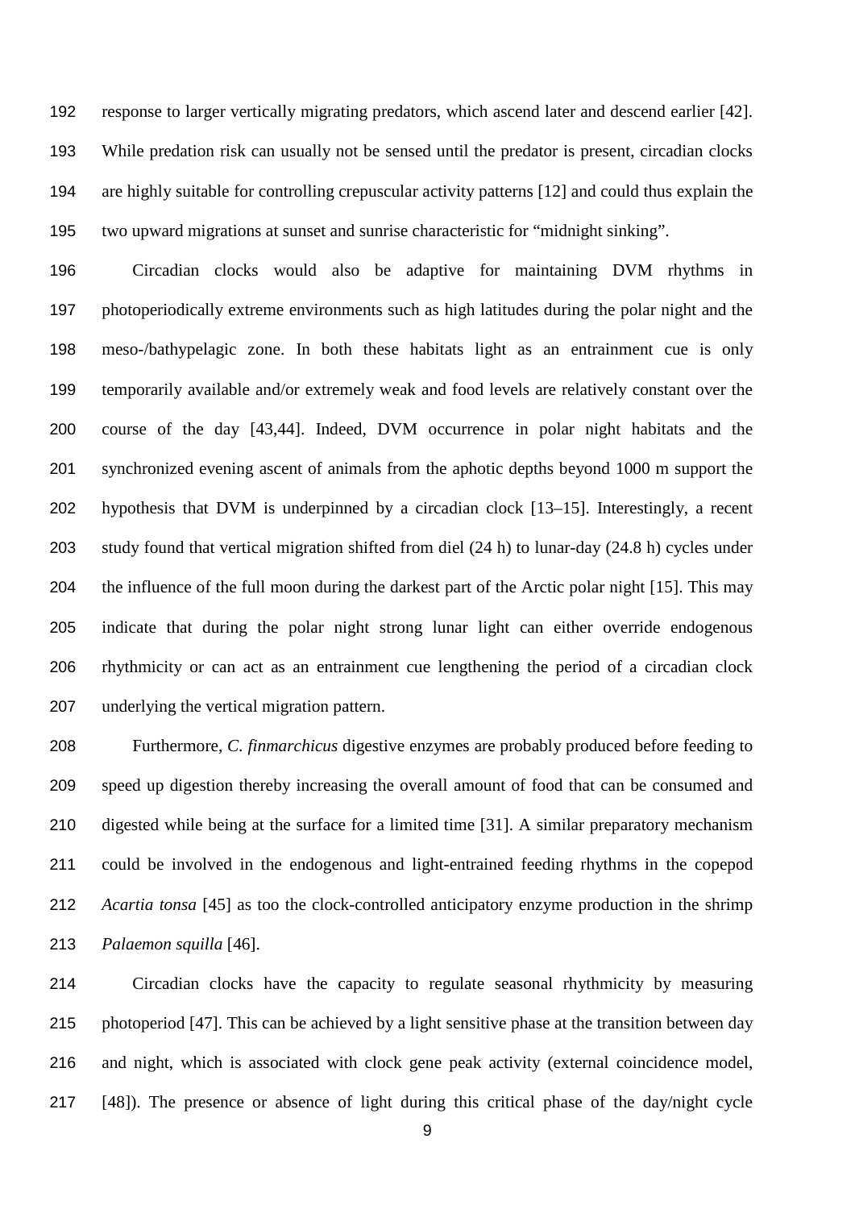response to larger vertically migrating predators, which ascend later and descend earlier [42]. While predation risk can usually not be sensed until the predator is present, circadian clocks are highly suitable for controlling crepuscular activity patterns [12] and could thus explain the two upward migrations at sunset and sunrise characteristic for "midnight sinking".

Circadian clocks would also be adaptive for maintaining DVM rhythms in photoperiodically extreme environments such as high latitudes during the polar night and the meso-/bathypelagic zone. In both these habitats light as an entrainment cue is only temporarily available and/or extremely weak and food levels are relatively constant over the course of the day [43,44]. Indeed, DVM occurrence in polar night habitats and the synchronized evening ascent of animals from the aphotic depths beyond 1000 m support the hypothesis that DVM is underpinned by a circadian clock [13–15]. Interestingly, a recent study found that vertical migration shifted from diel (24 h) to lunar-day (24.8 h) cycles under the influence of the full moon during the darkest part of the Arctic polar night [15]. This may indicate that during the polar night strong lunar light can either override endogenous rhythmicity or can act as an entrainment cue lengthening the period of a circadian clock underlying the vertical migration pattern.

Furthermore, *C. finmarchicus* digestive enzymes are probably produced before feeding to speed up digestion thereby increasing the overall amount of food that can be consumed and digested while being at the surface for a limited time [31]. A similar preparatory mechanism could be involved in the endogenous and light-entrained feeding rhythms in the copepod *Acartia tonsa* [45] as too the clock-controlled anticipatory enzyme production in the shrimp *Palaemon squilla* [46].

Circadian clocks have the capacity to regulate seasonal rhythmicity by measuring photoperiod [47]. This can be achieved by a light sensitive phase at the transition between day and night, which is associated with clock gene peak activity (external coincidence model, [48]). The presence or absence of light during this critical phase of the day/night cycle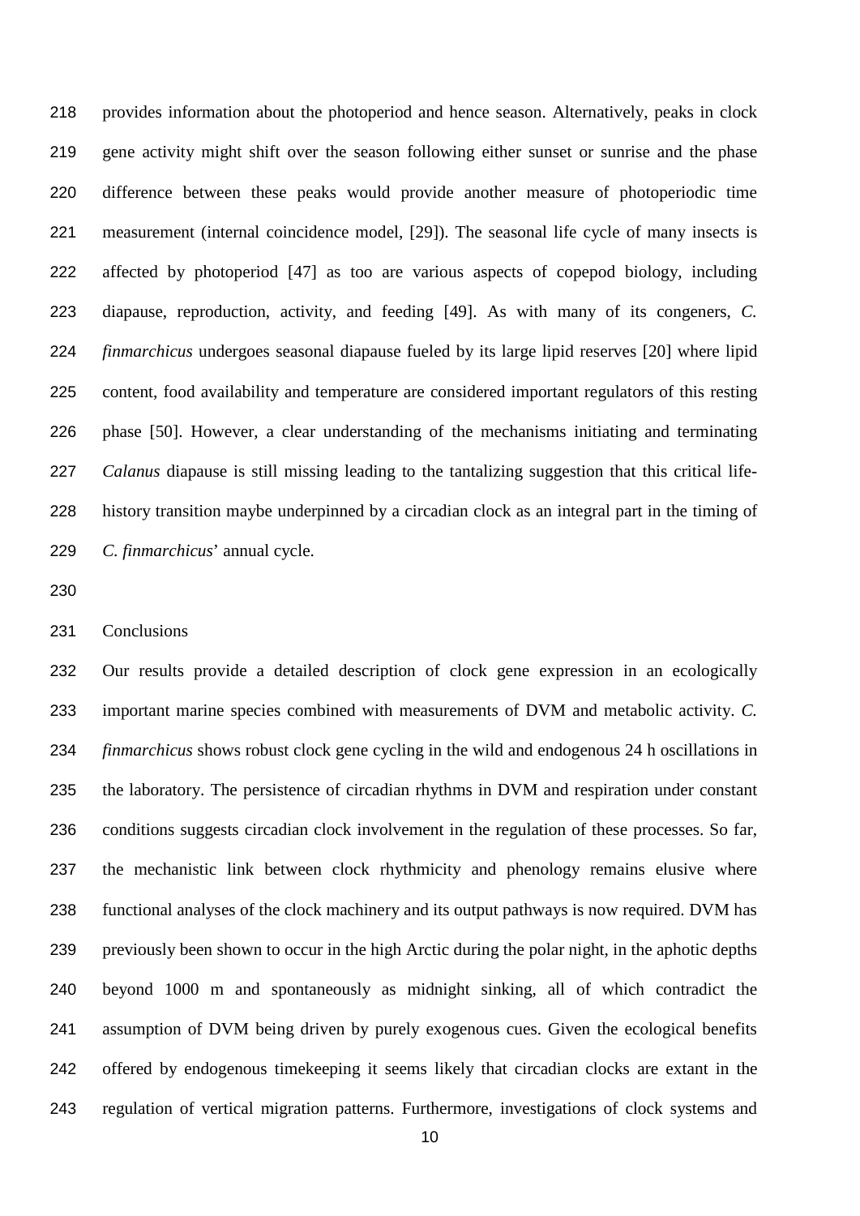provides information about the photoperiod and hence season. Alternatively, peaks in clock gene activity might shift over the season following either sunset or sunrise and the phase difference between these peaks would provide another measure of photoperiodic time measurement (internal coincidence model, [29]). The seasonal life cycle of many insects is affected by photoperiod [47] as too are various aspects of copepod biology, including diapause, reproduction, activity, and feeding [49]. As with many of its congeners, *C. finmarchicus* undergoes seasonal diapause fueled by its large lipid reserves [20] where lipid content, food availability and temperature are considered important regulators of this resting phase [50]. However, a clear understanding of the mechanisms initiating and terminating *Calanus* diapause is still missing leading to the tantalizing suggestion that this critical life-history transition maybe underpinned by a circadian clock as an integral part in the timing of *C. finmarchicus*' annual cycle.

## Conclusions

Our results provide a detailed description of clock gene expression in an ecologically important marine species combined with measurements of DVM and metabolic activity. *C. finmarchicus* shows robust clock gene cycling in the wild and endogenous 24 h oscillations in the laboratory. The persistence of circadian rhythms in DVM and respiration under constant conditions suggests circadian clock involvement in the regulation of these processes. So far, the mechanistic link between clock rhythmicity and phenology remains elusive where functional analyses of the clock machinery and its output pathways is now required. DVM has previously been shown to occur in the high Arctic during the polar night, in the aphotic depths beyond 1000 m and spontaneously as midnight sinking, all of which contradict the assumption of DVM being driven by purely exogenous cues. Given the ecological benefits offered by endogenous timekeeping it seems likely that circadian clocks are extant in the regulation of vertical migration patterns. Furthermore, investigations of clock systems and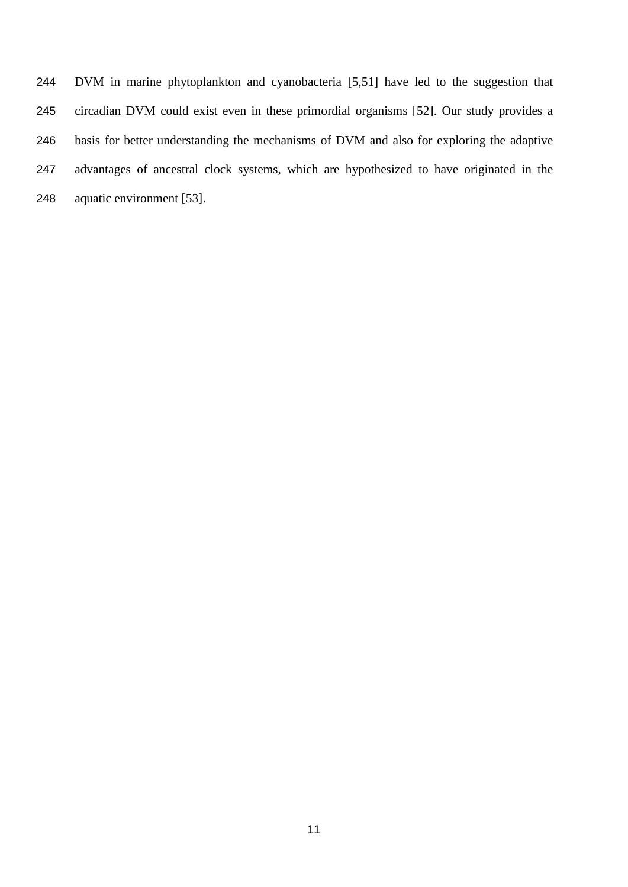DVM in marine phytoplankton and cyanobacteria [5,51] have led to the suggestion that circadian DVM could exist even in these primordial organisms [52]. Our study provides a basis for better understanding the mechanisms of DVM and also for exploring the adaptive advantages of ancestral clock systems, which are hypothesized to have originated in the aquatic environment [53].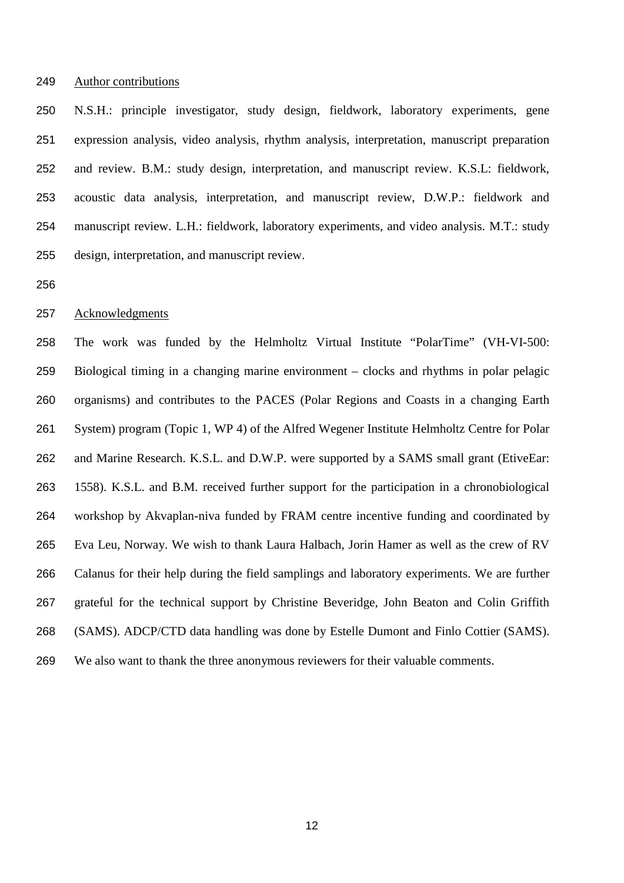## Author contributions

N.S.H.: principle investigator, study design, fieldwork, laboratory experiments, gene expression analysis, video analysis, rhythm analysis, interpretation, manuscript preparation and review. B.M.: study design, interpretation, and manuscript review. K.S.L: fieldwork, acoustic data analysis, interpretation, and manuscript review, D.W.P.: fieldwork and manuscript review. L.H.: fieldwork, laboratory experiments, and video analysis. M.T.: study design, interpretation, and manuscript review.

## Acknowledgments

The work was funded by the Helmholtz Virtual Institute "PolarTime" (VH-VI-500: Biological timing in a changing marine environment – clocks and rhythms in polar pelagic organisms) and contributes to the PACES (Polar Regions and Coasts in a changing Earth System) program (Topic 1, WP 4) of the Alfred Wegener Institute Helmholtz Centre for Polar and Marine Research. K.S.L. and D.W.P. were supported by a SAMS small grant (EtiveEar: 1558). K.S.L. and B.M. received further support for the participation in a chronobiological workshop by Akvaplan-niva funded by FRAM centre incentive funding and coordinated by Eva Leu, Norway. We wish to thank Laura Halbach, Jorin Hamer as well as the crew of RV Calanus for their help during the field samplings and laboratory experiments. We are further grateful for the technical support by Christine Beveridge, John Beaton and Colin Griffith (SAMS). ADCP/CTD data handling was done by Estelle Dumont and Finlo Cottier (SAMS). We also want to thank the three anonymous reviewers for their valuable comments.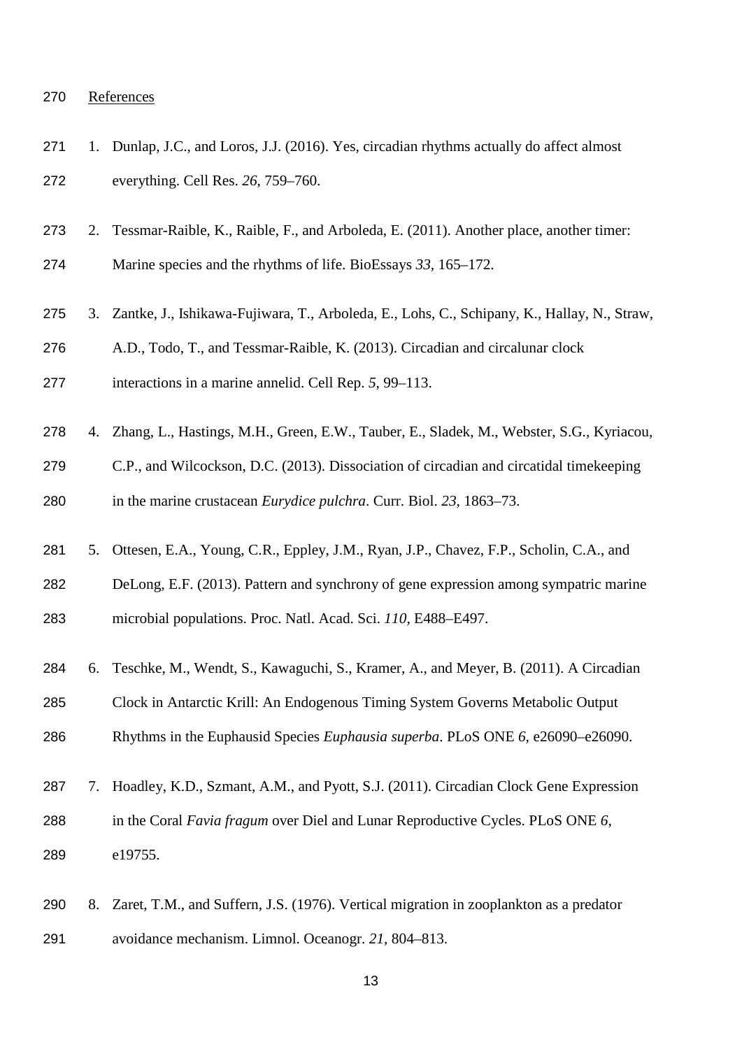References

1. Dunlap, J.C., and Loros, J.J. (2016). Yes, circadian rhythms actually do affect almost everything. Cell Res. *26*, 759–760.

2. Tessmar-Raible, K., Raible, F., and Arboleda, E. (2011). Another place, another timer: Marine species and the rhythms of life. BioEssays *33*, 165–172.

3. Zantke, J., Ishikawa-Fujiwara, T., Arboleda, E., Lohs, C., Schipany, K., Hallay, N., Straw, A.D., Todo, T., and Tessmar-Raible, K. (2013). Circadian and circalunar clock interactions in a marine annelid. Cell Rep. *5*, 99–113.

4. Zhang, L., Hastings, M.H., Green, E.W., Tauber, E., Sladek, M., Webster, S.G., Kyriacou, C.P., and Wilcockson, D.C. (2013). Dissociation of circadian and circatidal timekeeping in the marine crustacean *Eurydice pulchra*. Curr. Biol. *23*, 1863–73.

5. Ottesen, E.A., Young, C.R., Eppley, J.M., Ryan, J.P., Chavez, F.P., Scholin, C.A., and DeLong, E.F. (2013). Pattern and synchrony of gene expression among sympatric marine microbial populations. Proc. Natl. Acad. Sci. *110*, E488–E497.

6. Teschke, M., Wendt, S., Kawaguchi, S., Kramer, A., and Meyer, B. (2011). A Circadian Clock in Antarctic Krill: An Endogenous Timing System Governs Metabolic Output Rhythms in the Euphausid Species *Euphausia superba*. PLoS ONE *6*, e26090–e26090.

7. Hoadley, K.D., Szmant, A.M., and Pyott, S.J. (2011). Circadian Clock Gene Expression in the Coral *Favia fragum* over Diel and Lunar Reproductive Cycles. PLoS ONE *6*, e19755.

8. Zaret, T.M., and Suffern, J.S. (1976). Vertical migration in zooplankton as a predator avoidance mechanism. Limnol. Oceanogr. *21*, 804–813.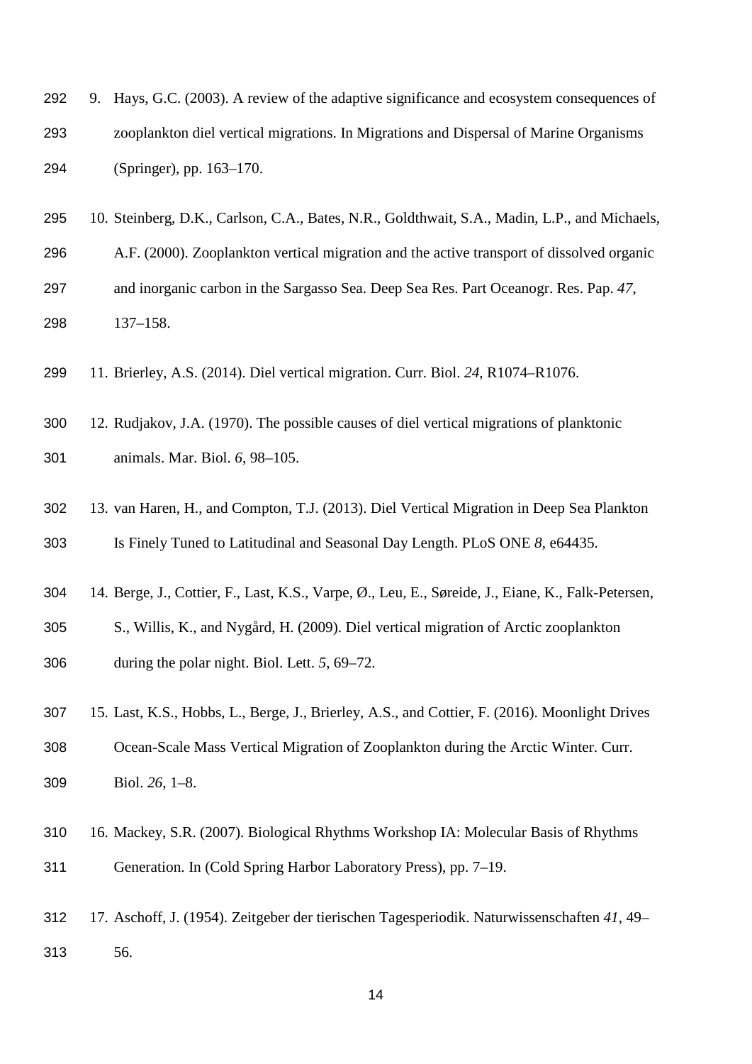9. Hays, G.C. (2003). A review of the adaptive significance and ecosystem consequences of zooplankton diel vertical migrations. In Migrations and Dispersal of Marine Organisms (Springer), pp. 163–170.

10. Steinberg, D.K., Carlson, C.A., Bates, N.R., Goldthwait, S.A., Madin, L.P., and Michaels, A.F. (2000). Zooplankton vertical migration and the active transport of dissolved organic and inorganic carbon in the Sargasso Sea. Deep Sea Res. Part Oceanogr. Res. Pap. *47*, 137–158.

11. Brierley, A.S. (2014). Diel vertical migration. Curr. Biol. *24*, R1074–R1076.

12. Rudjakov, J.A. (1970). The possible causes of diel vertical migrations of planktonic animals. Mar. Biol. *6*, 98–105.

13. van Haren, H., and Compton, T.J. (2013). Diel Vertical Migration in Deep Sea Plankton Is Finely Tuned to Latitudinal and Seasonal Day Length. PLoS ONE *8*, e64435.

14. Berge, J., Cottier, F., Last, K.S., Varpe, Ø., Leu, E., Søreide, J., Eiane, K., Falk-Petersen, S., Willis, K., and Nygård, H. (2009). Diel vertical migration of Arctic zooplankton during the polar night. Biol. Lett. *5*, 69–72.

15. Last, K.S., Hobbs, L., Berge, J., Brierley, A.S., and Cottier, F. (2016). Moonlight Drives Ocean-Scale Mass Vertical Migration of Zooplankton during the Arctic Winter. Curr. Biol. *26*, 1–8.

16. Mackey, S.R. (2007). Biological Rhythms Workshop IA: Molecular Basis of Rhythms Generation. In (Cold Spring Harbor Laboratory Press), pp. 7–19.

17. Aschoff, J. (1954). Zeitgeber der tierischen Tagesperiodik. Naturwissenschaften *41*, 49–56.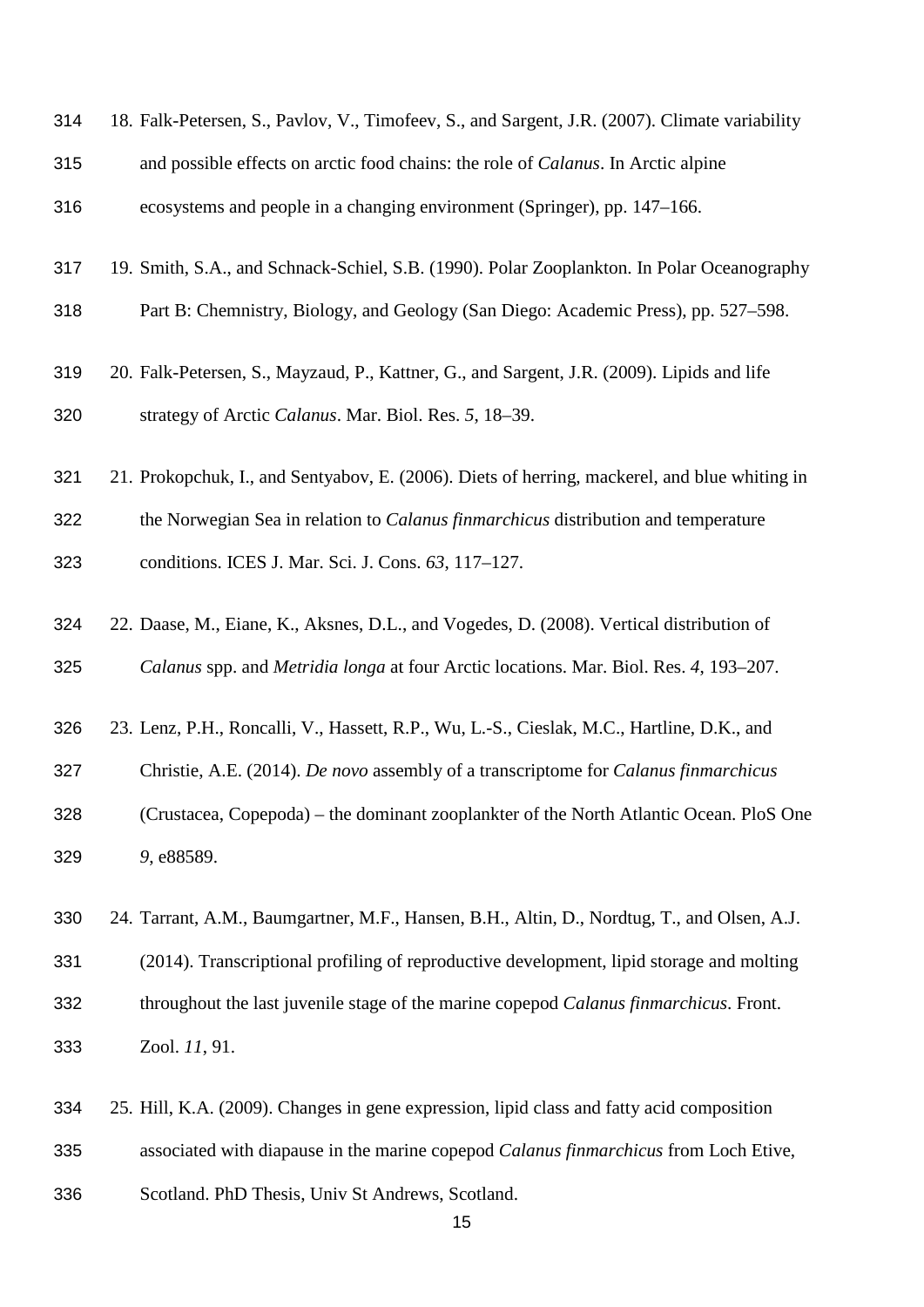18. Falk-Petersen, S., Pavlov, V., Timofeev, S., and Sargent, J.R. (2007). Climate variability and possible effects on arctic food chains: the role of *Calanus*. In Arctic alpine ecosystems and people in a changing environment (Springer), pp. 147–166.

19. Smith, S.A., and Schnack-Schiel, S.B. (1990). Polar Zooplankton. In Polar Oceanography Part B: Chemnistry, Biology, and Geology (San Diego: Academic Press), pp. 527–598.

20. Falk-Petersen, S., Mayzaud, P., Kattner, G., and Sargent, J.R. (2009). Lipids and life strategy of Arctic *Calanus*. Mar. Biol. Res. *5*, 18–39.

21. Prokopchuk, I., and Sentyabov, E. (2006). Diets of herring, mackerel, and blue whiting in the Norwegian Sea in relation to *Calanus finmarchicus* distribution and temperature conditions. ICES J. Mar. Sci. J. Cons. *63*, 117–127.

22. Daase, M., Eiane, K., Aksnes, D.L., and Vogedes, D. (2008). Vertical distribution of *Calanus* spp. and *Metridia longa* at four Arctic locations. Mar. Biol. Res. *4*, 193–207.

23. Lenz, P.H., Roncalli, V., Hassett, R.P., Wu, L.-S., Cieslak, M.C., Hartline, D.K., and Christie, A.E. (2014). *De novo* assembly of a transcriptome for *Calanus finmarchicus* (Crustacea, Copepoda) – the dominant zooplankter of the North Atlantic Ocean. PloS One *9*, e88589.

24. Tarrant, A.M., Baumgartner, M.F., Hansen, B.H., Altin, D., Nordtug, T., and Olsen, A.J. (2014). Transcriptional profiling of reproductive development, lipid storage and molting throughout the last juvenile stage of the marine copepod *Calanus finmarchicus*. Front. Zool. *11*, 91.

25. Hill, K.A. (2009). Changes in gene expression, lipid class and fatty acid composition associated with diapause in the marine copepod *Calanus finmarchicus* from Loch Etive, Scotland. PhD Thesis, Univ St Andrews, Scotland.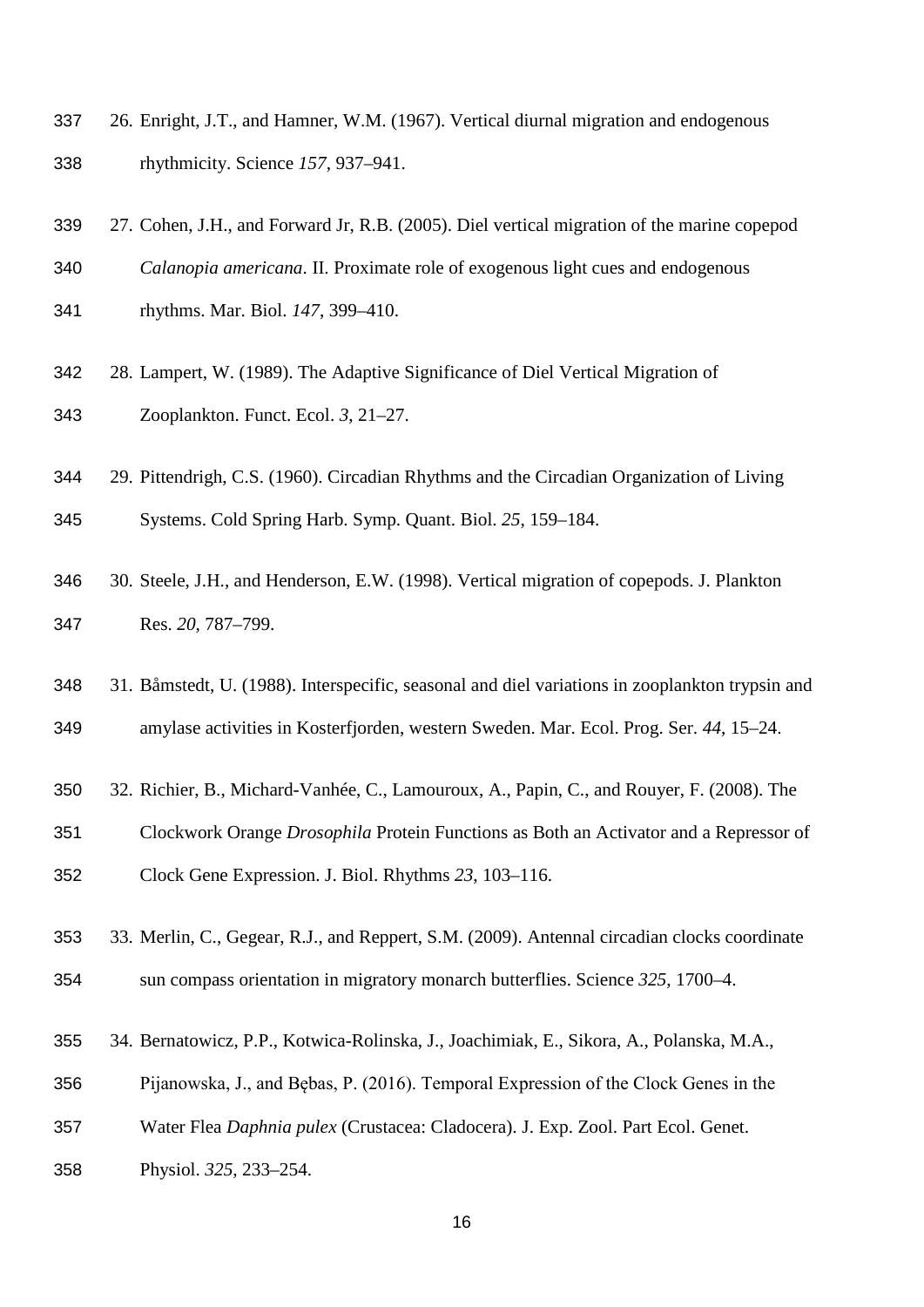26. Enright, J.T., and Hamner, W.M. (1967). Vertical diurnal migration and endogenous rhythmicity. Science *157*, 937–941.

27. Cohen, J.H., and Forward Jr, R.B. (2005). Diel vertical migration of the marine copepod *Calanopia americana*. II. Proximate role of exogenous light cues and endogenous rhythms. Mar. Biol. *147*, 399–410.

28. Lampert, W. (1989). The Adaptive Significance of Diel Vertical Migration of Zooplankton. Funct. Ecol. *3*, 21–27.

29. Pittendrigh, C.S. (1960). Circadian Rhythms and the Circadian Organization of Living Systems. Cold Spring Harb. Symp. Quant. Biol. *25*, 159–184.

30. Steele, J.H., and Henderson, E.W. (1998). Vertical migration of copepods. J. Plankton Res. *20*, 787–799.

31. Båmstedt, U. (1988). Interspecific, seasonal and diel variations in zooplankton trypsin and amylase activities in Kosterfjorden, western Sweden. Mar. Ecol. Prog. Ser. *44*, 15–24.

32. Richier, B., Michard-Vanhée, C., Lamouroux, A., Papin, C., and Rouyer, F. (2008). The Clockwork Orange *Drosophila* Protein Functions as Both an Activator and a Repressor of Clock Gene Expression. J. Biol. Rhythms *23*, 103–116.

33. Merlin, C., Gegear, R.J., and Reppert, S.M. (2009). Antennal circadian clocks coordinate sun compass orientation in migratory monarch butterflies. Science *325*, 1700–4.

34. Bernatowicz, P.P., Kotwica-Rolinska, J., Joachimiak, E., Sikora, A., Polanska, M.A., Pijanowska, J., and Bębas, P. (2016). Temporal Expression of the Clock Genes in the Water Flea *Daphnia pulex* (Crustacea: Cladocera). J. Exp. Zool. Part Ecol. Genet. Physiol. *325*, 233–254.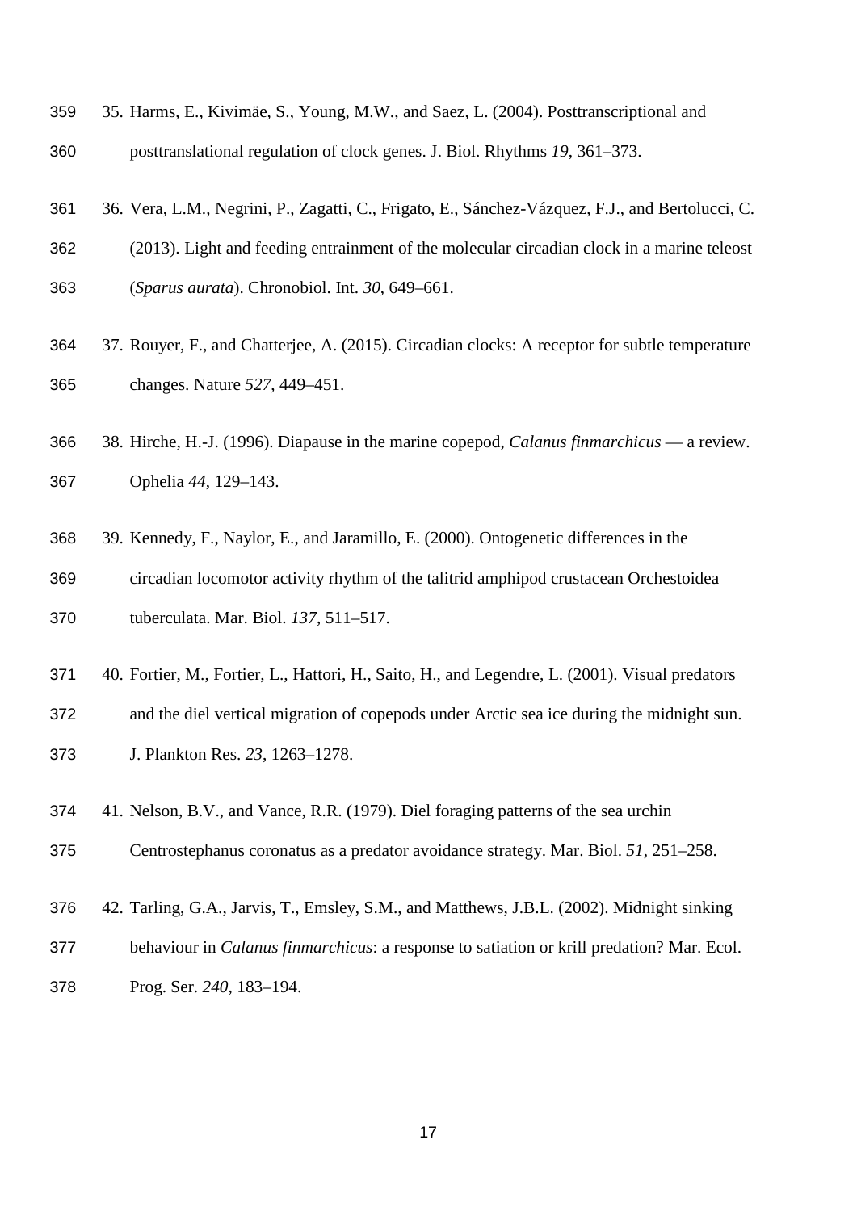35. Harms, E., Kivimäe, S., Young, M.W., and Saez, L. (2004). Posttranscriptional and posttranslational regulation of clock genes. J. Biol. Rhythms *19*, 361–373.

36. Vera, L.M., Negrini, P., Zagatti, C., Frigato, E., Sánchez-Vázquez, F.J., and Bertolucci, C. (2013). Light and feeding entrainment of the molecular circadian clock in a marine teleost (*Sparus aurata*). Chronobiol. Int. *30*, 649–661.

37. Rouyer, F., and Chatterjee, A. (2015). Circadian clocks: A receptor for subtle temperature changes. Nature *527*, 449–451.

38. Hirche, H.-J. (1996). Diapause in the marine copepod, *Calanus finmarchicus* — a review. Ophelia *44*, 129–143.

39. Kennedy, F., Naylor, E., and Jaramillo, E. (2000). Ontogenetic differences in the circadian locomotor activity rhythm of the talitrid amphipod crustacean Orchestoidea tuberculata. Mar. Biol. *137*, 511–517.

40. Fortier, M., Fortier, L., Hattori, H., Saito, H., and Legendre, L. (2001). Visual predators and the diel vertical migration of copepods under Arctic sea ice during the midnight sun. J. Plankton Res. *23*, 1263–1278.

41. Nelson, B.V., and Vance, R.R. (1979). Diel foraging patterns of the sea urchin Centrostephanus coronatus as a predator avoidance strategy. Mar. Biol. *51*, 251–258.

42. Tarling, G.A., Jarvis, T., Emsley, S.M., and Matthews, J.B.L. (2002). Midnight sinking behaviour in *Calanus finmarchicus*: a response to satiation or krill predation? Mar. Ecol. Prog. Ser. *240*, 183–194.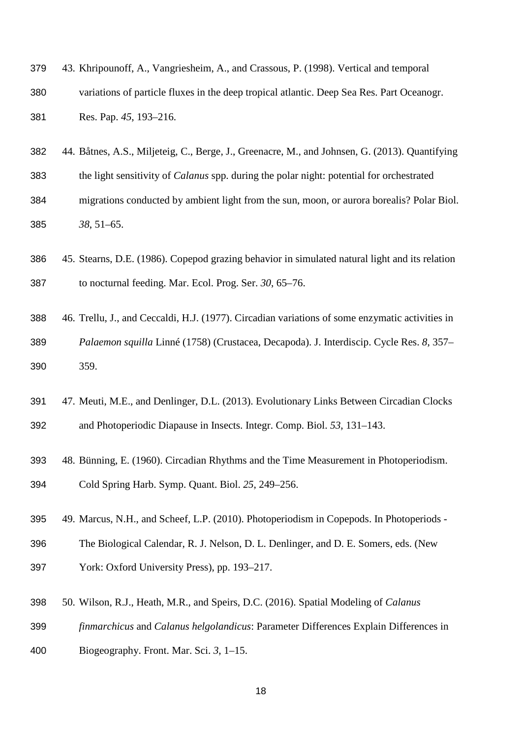43. Khripounoff, A., Vangriesheim, A., and Crassous, P. (1998). Vertical and temporal variations of particle fluxes in the deep tropical atlantic. Deep Sea Res. Part Oceanogr. Res. Pap. *45*, 193–216.

44. Båtnes, A.S., Miljeteig, C., Berge, J., Greenacre, M., and Johnsen, G. (2013). Quantifying the light sensitivity of *Calanus* spp. during the polar night: potential for orchestrated migrations conducted by ambient light from the sun, moon, or aurora borealis? Polar Biol. *38*, 51–65.

45. Stearns, D.E. (1986). Copepod grazing behavior in simulated natural light and its relation to nocturnal feeding. Mar. Ecol. Prog. Ser. *30*, 65–76.

46. Trellu, J., and Ceccaldi, H.J. (1977). Circadian variations of some enzymatic activities in *Palaemon squilla* Linné (1758) (Crustacea, Decapoda). J. Interdiscip. Cycle Res. *8*, 357–359.

47. Meuti, M.E., and Denlinger, D.L. (2013). Evolutionary Links Between Circadian Clocks and Photoperiodic Diapause in Insects. Integr. Comp. Biol. *53*, 131–143.

48. Bünning, E. (1960). Circadian Rhythms and the Time Measurement in Photoperiodism. Cold Spring Harb. Symp. Quant. Biol. *25*, 249–256.

49. Marcus, N.H., and Scheef, L.P. (2010). Photoperiodism in Copepods. In Photoperiods - The Biological Calendar, R. J. Nelson, D. L. Denlinger, and D. E. Somers, eds. (New York: Oxford University Press), pp. 193–217.

50. Wilson, R.J., Heath, M.R., and Speirs, D.C. (2016). Spatial Modeling of *Calanus finmarchicus* and *Calanus helgolandicus*: Parameter Differences Explain Differences in Biogeography. Front. Mar. Sci. *3*, 1–15.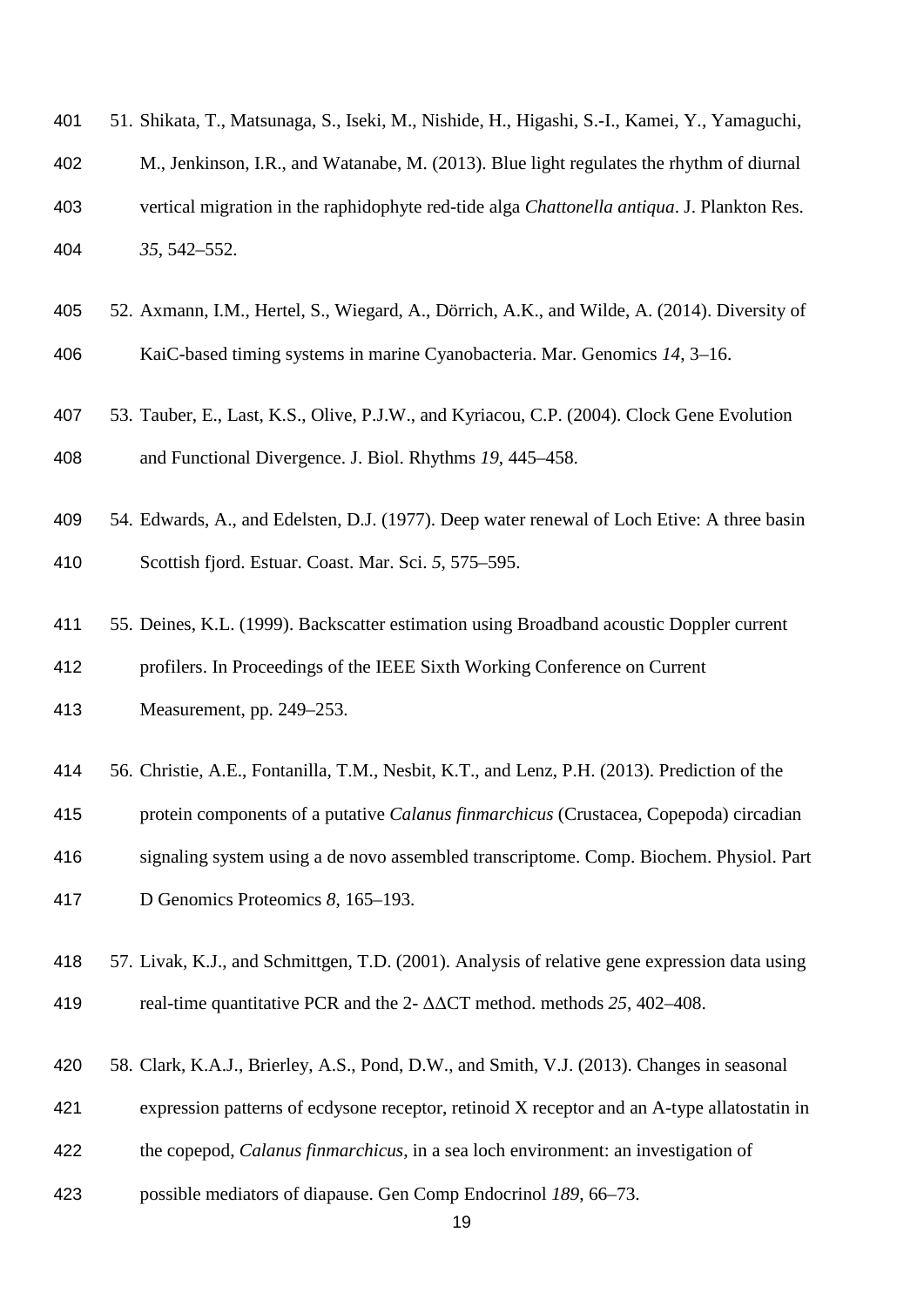51. Shikata, T., Matsunaga, S., Iseki, M., Nishide, H., Higashi, S.-I., Kamei, Y., Yamaguchi, M., Jenkinson, I.R., and Watanabe, M. (2013). Blue light regulates the rhythm of diurnal vertical migration in the raphidophyte red-tide alga *Chattonella antiqua*. J. Plankton Res. *35*, 542–552.

52. Axmann, I.M., Hertel, S., Wiegard, A., Dörrich, A.K., and Wilde, A. (2014). Diversity of KaiC-based timing systems in marine Cyanobacteria. Mar. Genomics *14*, 3–16.

53. Tauber, E., Last, K.S., Olive, P.J.W., and Kyriacou, C.P. (2004). Clock Gene Evolution and Functional Divergence. J. Biol. Rhythms *19*, 445–458.

54. Edwards, A., and Edelsten, D.J. (1977). Deep water renewal of Loch Etive: A three basin Scottish fjord. Estuar. Coast. Mar. Sci. *5*, 575–595.

55. Deines, K.L. (1999). Backscatter estimation using Broadband acoustic Doppler current profilers. In Proceedings of the IEEE Sixth Working Conference on Current Measurement, pp. 249–253.

56. Christie, A.E., Fontanilla, T.M., Nesbit, K.T., and Lenz, P.H. (2013). Prediction of the protein components of a putative *Calanus finmarchicus* (Crustacea, Copepoda) circadian signaling system using a de novo assembled transcriptome. Comp. Biochem. Physiol. Part D Genomics Proteomics *8*, 165–193.

57. Livak, K.J., and Schmittgen, T.D. (2001). Analysis of relative gene expression data using real-time quantitative PCR and the 2- ΔΔCT method. methods *25*, 402–408.

58. Clark, K.A.J., Brierley, A.S., Pond, D.W., and Smith, V.J. (2013). Changes in seasonal expression patterns of ecdysone receptor, retinoid X receptor and an A-type allatostatin in the copepod, *Calanus finmarchicus*, in a sea loch environment: an investigation of possible mediators of diapause. Gen Comp Endocrinol *189*, 66–73.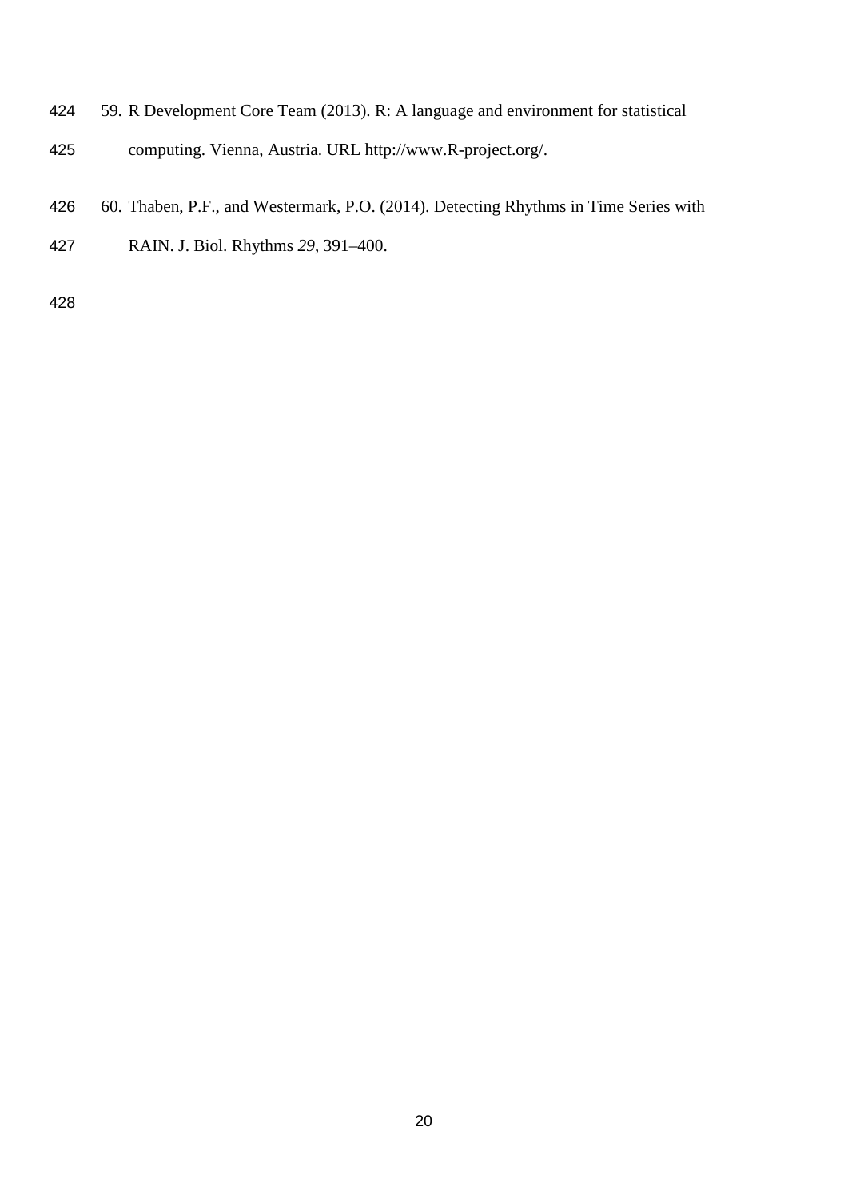59. R Development Core Team (2013). R: A language and environment for statistical computing. Vienna, Austria. URL http://www.R-project.org/.

60. Thaben, P.F., and Westermark, P.O. (2014). Detecting Rhythms in Time Series with RAIN. J. Biol. Rhythms *29*, 391–400.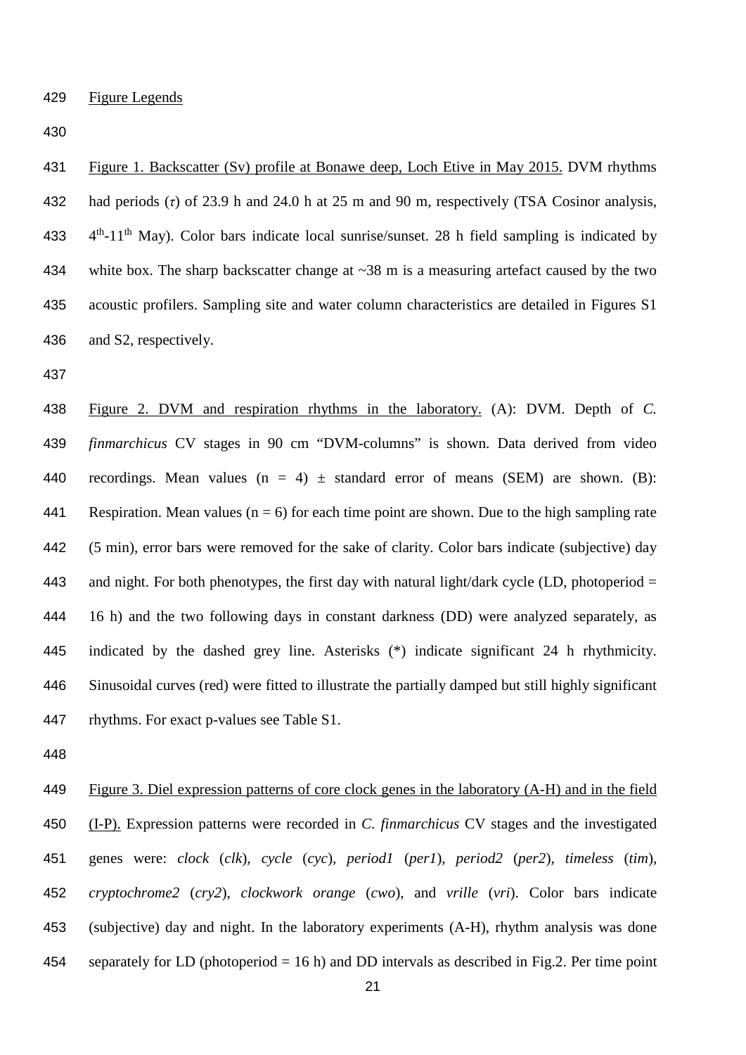Figure Legends

Figure 1. Backscatter (Sv) profile at Bonawe deep, Loch Etive in May 2015. DVM rhythms had periods ($\tau$) of 23.9 h and 24.0 h at 25 m and 90 m, respectively (TSA Cosinor analysis, $4^{th}$-$11^{th}$ May). Color bars indicate local sunrise/sunset. 28 h field sampling is indicated by white box. The sharp backscatter change at ~38 m is a measuring artefact caused by the two acoustic profilers. Sampling site and water column characteristics are detailed in Figures S1 and S2, respectively.

Figure 2. DVM and respiration rhythms in the laboratory. (A): DVM. Depth of *C. finmarchicus* CV stages in 90 cm "DVM-columns" is shown. Data derived from video recordings. Mean values ($n = 4$) ± standard error of means (SEM) are shown. (B): Respiration. Mean values ($n = 6$) for each time point are shown. Due to the high sampling rate (5 min), error bars were removed for the sake of clarity. Color bars indicate (subjective) day and night. For both phenotypes, the first day with natural light/dark cycle (LD, photoperiod = 16 h) and the two following days in constant darkness (DD) were analyzed separately, as indicated by the dashed grey line. Asterisks (*) indicate significant 24 h rhythmicity. Sinusoidal curves (red) were fitted to illustrate the partially damped but still highly significant rhythms. For exact p-values see Table S1.

Figure 3. Diel expression patterns of core clock genes in the laboratory (A-H) and in the field (I-P). Expression patterns were recorded in *C. finmarchicus* CV stages and the investigated genes were: *clock* (*clk*), *cycle* (*cyc*), *period1* (*per1*), *period2* (*per2*), *timeless* (*tim*), *cryptochrome2* (*cry2*), *clockwork orange* (*cwo*), and *vrille* (*vri*). Color bars indicate (subjective) day and night. In the laboratory experiments (A-H), rhythm analysis was done separately for LD (photoperiod = 16 h) and DD intervals as described in Fig.2. Per time point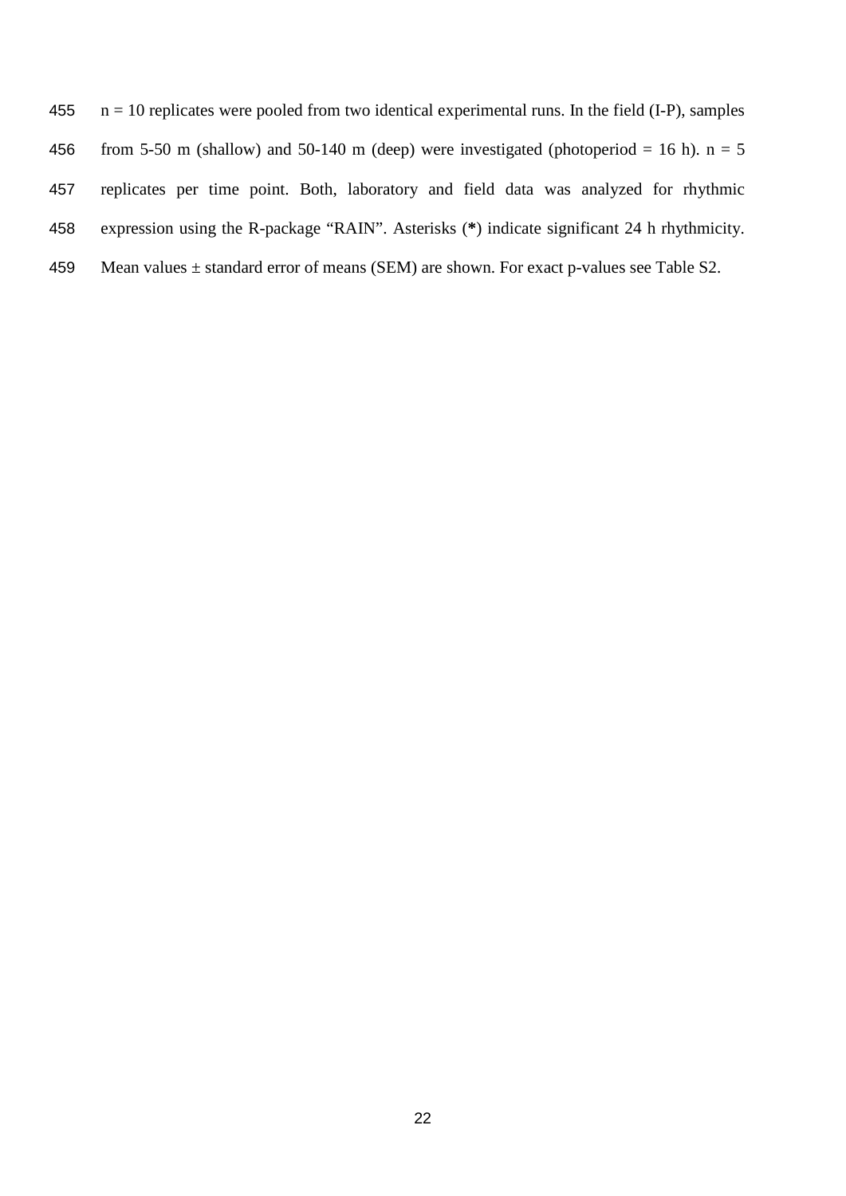n = 10 replicates were pooled from two identical experimental runs. In the field (I-P), samples from 5-50 m (shallow) and 50-140 m (deep) were investigated (photoperiod = 16 h). n = 5 replicates per time point. Both, laboratory and field data was analyzed for rhythmic expression using the R-package "RAIN". Asterisks (**\***) indicate significant 24 h rhythmicity. Mean values ± standard error of means (SEM) are shown. For exact p-values see Table S2.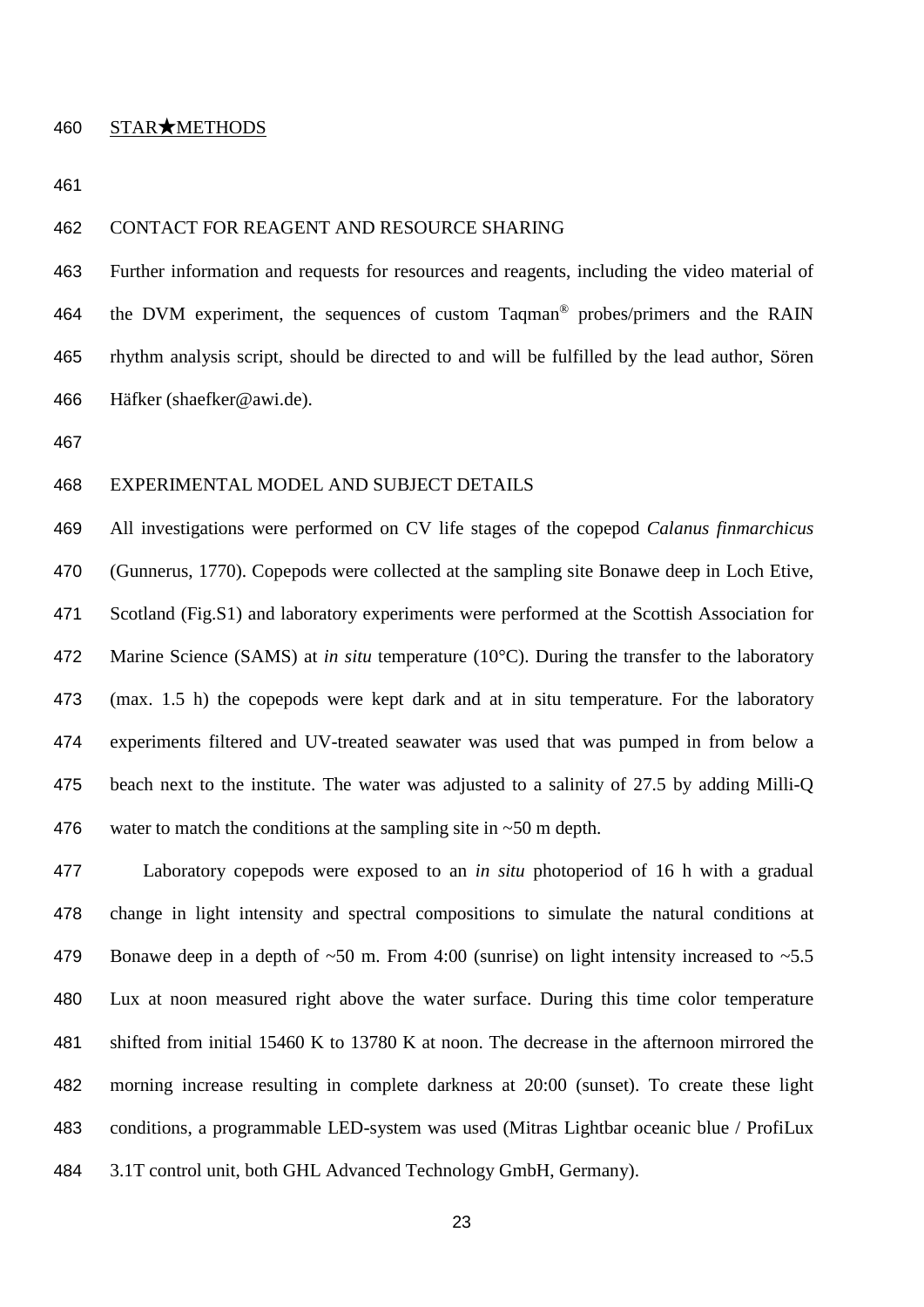## STAR★METHODS

### CONTACT FOR REAGENT AND RESOURCE SHARING

Further information and requests for resources and reagents, including the video material of the DVM experiment, the sequences of custom Taqman® probes/primers and the RAIN rhythm analysis script, should be directed to and will be fulfilled by the lead author, Sören Häfker (shaefker@awi.de).

### EXPERIMENTAL MODEL AND SUBJECT DETAILS

All investigations were performed on CV life stages of the copepod *Calanus finmarchicus* (Gunnerus, 1770). Copepods were collected at the sampling site Bonawe deep in Loch Etive, Scotland (Fig.S1) and laboratory experiments were performed at the Scottish Association for Marine Science (SAMS) at *in situ* temperature (10°C). During the transfer to the laboratory (max. 1.5 h) the copepods were kept dark and at in situ temperature. For the laboratory experiments filtered and UV-treated seawater was used that was pumped in from below a beach next to the institute. The water was adjusted to a salinity of 27.5 by adding Milli-Q water to match the conditions at the sampling site in ~50 m depth.

Laboratory copepods were exposed to an *in situ* photoperiod of 16 h with a gradual change in light intensity and spectral compositions to simulate the natural conditions at Bonawe deep in a depth of ~50 m. From 4:00 (sunrise) on light intensity increased to ~5.5 Lux at noon measured right above the water surface. During this time color temperature shifted from initial 15460 K to 13780 K at noon. The decrease in the afternoon mirrored the morning increase resulting in complete darkness at 20:00 (sunset). To create these light conditions, a programmable LED-system was used (Mitras Lightbar oceanic blue / ProfiLux 3.1T control unit, both GHL Advanced Technology GmbH, Germany).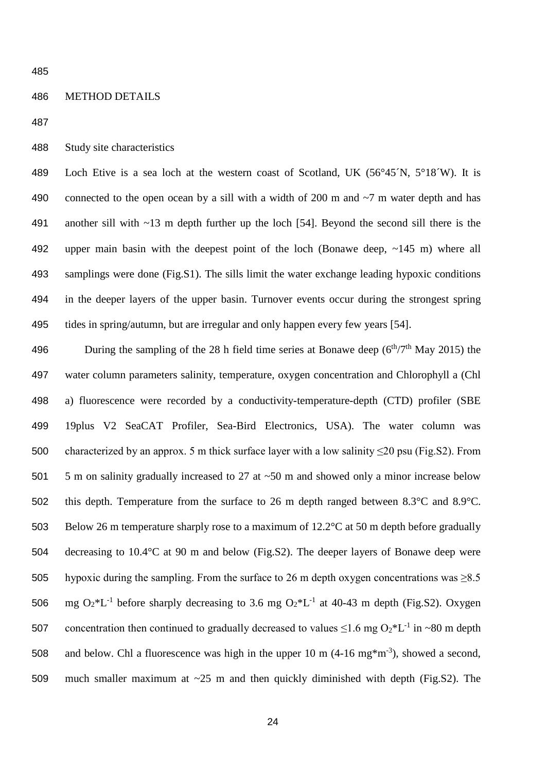## METHOD DETAILS

### Study site characteristics

Loch Etive is a sea loch at the western coast of Scotland, UK (56°45´N, 5°18´W). It is connected to the open ocean by a sill with a width of 200 m and ~7 m water depth and has another sill with ~13 m depth further up the loch [54]. Beyond the second sill there is the upper main basin with the deepest point of the loch (Bonawe deep, ~145 m) where all samplings were done (Fig.S1). The sills limit the water exchange leading hypoxic conditions in the deeper layers of the upper basin. Turnover events occur during the strongest spring tides in spring/autumn, but are irregular and only happen every few years [54].

During the sampling of the 28 h field time series at Bonawe deep (6th/7th May 2015) the water column parameters salinity, temperature, oxygen concentration and Chlorophyll a (Chl a) fluorescence were recorded by a conductivity-temperature-depth (CTD) profiler (SBE 19plus V2 SeaCAT Profiler, Sea-Bird Electronics, USA). The water column was characterized by an approx. 5 m thick surface layer with a low salinity ≤20 psu (Fig.S2). From 5 m on salinity gradually increased to 27 at ~50 m and showed only a minor increase below this depth. Temperature from the surface to 26 m depth ranged between 8.3°C and 8.9°C. Below 26 m temperature sharply rose to a maximum of 12.2°C at 50 m depth before gradually decreasing to 10.4°C at 90 m and below (Fig.S2). The deeper layers of Bonawe deep were hypoxic during the sampling. From the surface to 26 m depth oxygen concentrations was ≥8.5 mg $O_2$*$L^{-1}$ before sharply decreasing to 3.6 mg $O_2$*$L^{-1}$ at 40-43 m depth (Fig.S2). Oxygen concentration then continued to gradually decreased to values ≤1.6 mg $O_2$*$L^{-1}$ in ~80 m depth and below. Chl a fluorescence was high in the upper 10 m (4-16 mg*$m^{-3}$), showed a second, much smaller maximum at ~25 m and then quickly diminished with depth (Fig.S2). The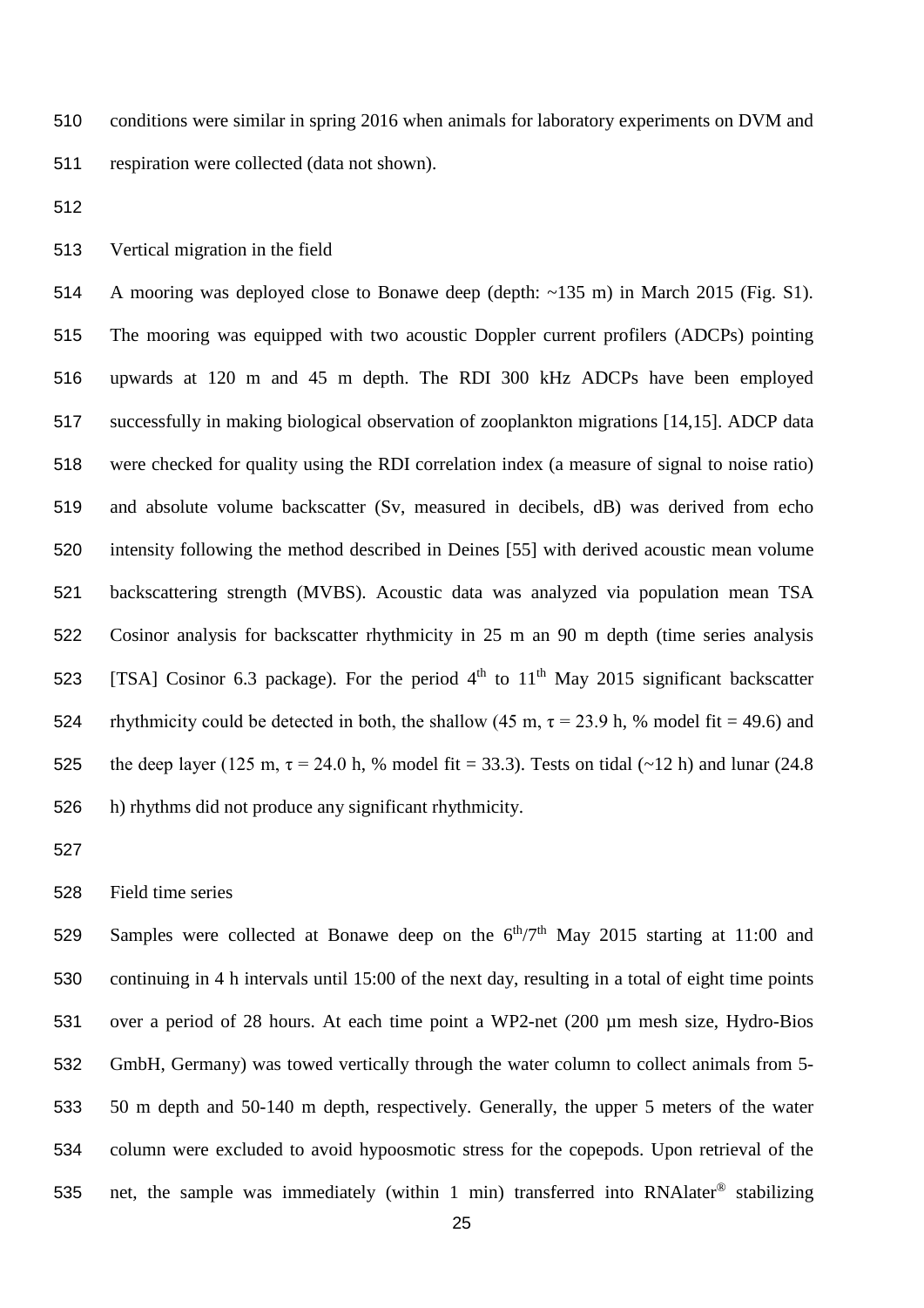conditions were similar in spring 2016 when animals for laboratory experiments on DVM and respiration were collected (data not shown).

## Vertical migration in the field

A mooring was deployed close to Bonawe deep (depth: ~135 m) in March 2015 (Fig. S1). The mooring was equipped with two acoustic Doppler current profilers (ADCPs) pointing upwards at 120 m and 45 m depth. The RDI 300 kHz ADCPs have been employed successfully in making biological observation of zooplankton migrations [14,15]. ADCP data were checked for quality using the RDI correlation index (a measure of signal to noise ratio) and absolute volume backscatter (Sv, measured in decibels, dB) was derived from echo intensity following the method described in Deines [55] with derived acoustic mean volume backscattering strength (MVBS). Acoustic data was analyzed via population mean TSA Cosinor analysis for backscatter rhythmicity in 25 m an 90 m depth (time series analysis [TSA] Cosinor 6.3 package). For the period 4th to 11th May 2015 significant backscatter rhythmicity could be detected in both, the shallow (45 m, $\tau = 23.9$ h, % model fit = 49.6) and the deep layer (125 m, $\tau = 24.0$ h, % model fit = 33.3). Tests on tidal (~12 h) and lunar (24.8 h) rhythms did not produce any significant rhythmicity.

## Field time series

Samples were collected at Bonawe deep on the 6th/7th May 2015 starting at 11:00 and continuing in 4 h intervals until 15:00 of the next day, resulting in a total of eight time points over a period of 28 hours. At each time point a WP2-net (200 µm mesh size, Hydro-Bios GmbH, Germany) was towed vertically through the water column to collect animals from 5-50 m depth and 50-140 m depth, respectively. Generally, the upper 5 meters of the water column were excluded to avoid hypoosmotic stress for the copepods. Upon retrieval of the net, the sample was immediately (within 1 min) transferred into RNAlater® stabilizing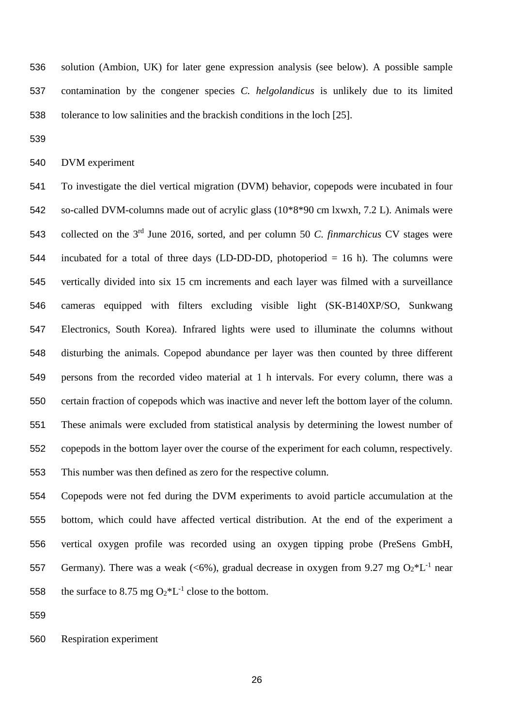solution (Ambion, UK) for later gene expression analysis (see below). A possible sample contamination by the congener species *C. helgolandicus* is unlikely due to its limited tolerance to low salinities and the brackish conditions in the loch [25].

## DVM experiment

To investigate the diel vertical migration (DVM) behavior, copepods were incubated in four so-called DVM-columns made out of acrylic glass (10*8*90 cm lxwxh, 7.2 L). Animals were collected on the 3rd June 2016, sorted, and per column 50 *C. finmarchicus* CV stages were incubated for a total of three days (LD-DD-DD, photoperiod = 16 h). The columns were vertically divided into six 15 cm increments and each layer was filmed with a surveillance cameras equipped with filters excluding visible light (SK-B140XP/SO, Sunkwang Electronics, South Korea). Infrared lights were used to illuminate the columns without disturbing the animals. Copepod abundance per layer was then counted by three different persons from the recorded video material at 1 h intervals. For every column, there was a certain fraction of copepods which was inactive and never left the bottom layer of the column. These animals were excluded from statistical analysis by determining the lowest number of copepods in the bottom layer over the course of the experiment for each column, respectively. This number was then defined as zero for the respective column.

Copepods were not fed during the DVM experiments to avoid particle accumulation at the bottom, which could have affected vertical distribution. At the end of the experiment a vertical oxygen profile was recorded using an oxygen tipping probe (PreSens GmbH, Germany). There was a weak (<6%), gradual decrease in oxygen from 9.27 mg $O_2$*$L^{-1}$ near the surface to 8.75 mg $O_2$*$L^{-1}$ close to the bottom.

## Respiration experiment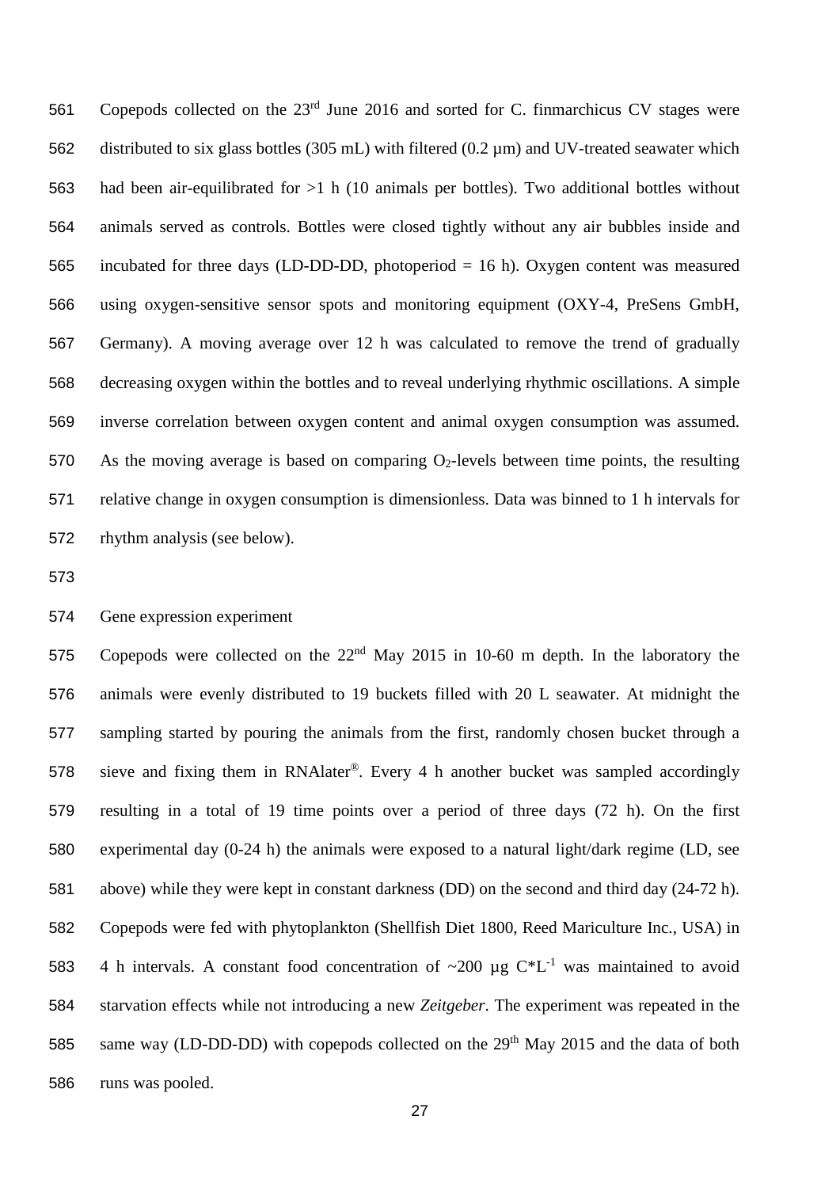Copepods collected on the 23rd June 2016 and sorted for C. finmarchicus CV stages were distributed to six glass bottles (305 mL) with filtered (0.2 µm) and UV-treated seawater which had been air-equilibrated for >1 h (10 animals per bottles). Two additional bottles without animals served as controls. Bottles were closed tightly without any air bubbles inside and incubated for three days (LD-DD-DD, photoperiod = 16 h). Oxygen content was measured using oxygen-sensitive sensor spots and monitoring equipment (OXY-4, PreSens GmbH, Germany). A moving average over 12 h was calculated to remove the trend of gradually decreasing oxygen within the bottles and to reveal underlying rhythmic oscillations. A simple inverse correlation between oxygen content and animal oxygen consumption was assumed. As the moving average is based on comparing $O_2$-levels between time points, the resulting relative change in oxygen consumption is dimensionless. Data was binned to 1 h intervals for rhythm analysis (see below).

Gene expression experiment

Copepods were collected on the 22nd May 2015 in 10-60 m depth. In the laboratory the animals were evenly distributed to 19 buckets filled with 20 L seawater. At midnight the sampling started by pouring the animals from the first, randomly chosen bucket through a sieve and fixing them in RNAlater®. Every 4 h another bucket was sampled accordingly resulting in a total of 19 time points over a period of three days (72 h). On the first experimental day (0-24 h) the animals were exposed to a natural light/dark regime (LD, see above) while they were kept in constant darkness (DD) on the second and third day (24-72 h). Copepods were fed with phytoplankton (Shellfish Diet 1800, Reed Mariculture Inc., USA) in 4 h intervals. A constant food concentration of ~200 µg $C*L^{-1}$ was maintained to avoid starvation effects while not introducing a new *Zeitgeber*. The experiment was repeated in the same way (LD-DD-DD) with copepods collected on the 29th May 2015 and the data of both runs was pooled.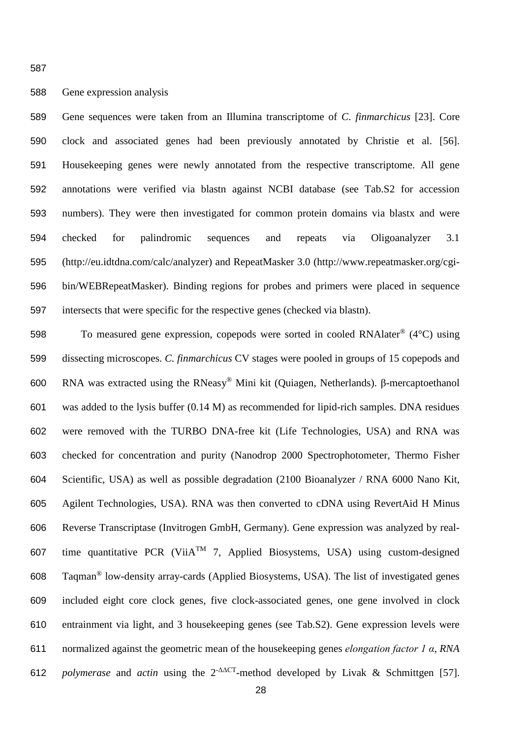## Gene expression analysis

Gene sequences were taken from an Illumina transcriptome of *C. finmarchicus* [23]. Core clock and associated genes had been previously annotated by Christie et al. [56]. Housekeeping genes were newly annotated from the respective transcriptome. All gene annotations were verified via blastn against NCBI database (see Tab.S2 for accession numbers). They were then investigated for common protein domains via blastx and were checked for palindromic sequences and repeats via Oligoanalyzer 3.1 (http://eu.idtdna.com/calc/analyzer) and RepeatMasker 3.0 (http://www.repeatmasker.org/cgi-bin/WEBRepeatMasker). Binding regions for probes and primers were placed in sequence intersects that were specific for the respective genes (checked via blastn).

To measured gene expression, copepods were sorted in cooled RNAlater® (4°C) using dissecting microscopes. *C. finmarchicus* CV stages were pooled in groups of 15 copepods and RNA was extracted using the RNeasy® Mini kit (Quiagen, Netherlands). β-mercaptoethanol was added to the lysis buffer (0.14 M) as recommended for lipid-rich samples. DNA residues were removed with the TURBO DNA-free kit (Life Technologies, USA) and RNA was checked for concentration and purity (Nanodrop 2000 Spectrophotometer, Thermo Fisher Scientific, USA) as well as possible degradation (2100 Bioanalyzer / RNA 6000 Nano Kit, Agilent Technologies, USA). RNA was then converted to cDNA using RevertAid H Minus Reverse Transcriptase (Invitrogen GmbH, Germany). Gene expression was analyzed by real-time quantitative PCR (ViiA™ 7, Applied Biosystems, USA) using custom-designed Taqman® low-density array-cards (Applied Biosystems, USA). The list of investigated genes included eight core clock genes, five clock-associated genes, one gene involved in clock entrainment via light, and 3 housekeeping genes (see Tab.S2). Gene expression levels were normalized against the geometric mean of the housekeeping genes *elongation factor 1 α*, *RNA polymerase* and *actin* using the $2^{-\Delta\Delta CT}$-method developed by Livak & Schmittgen [57].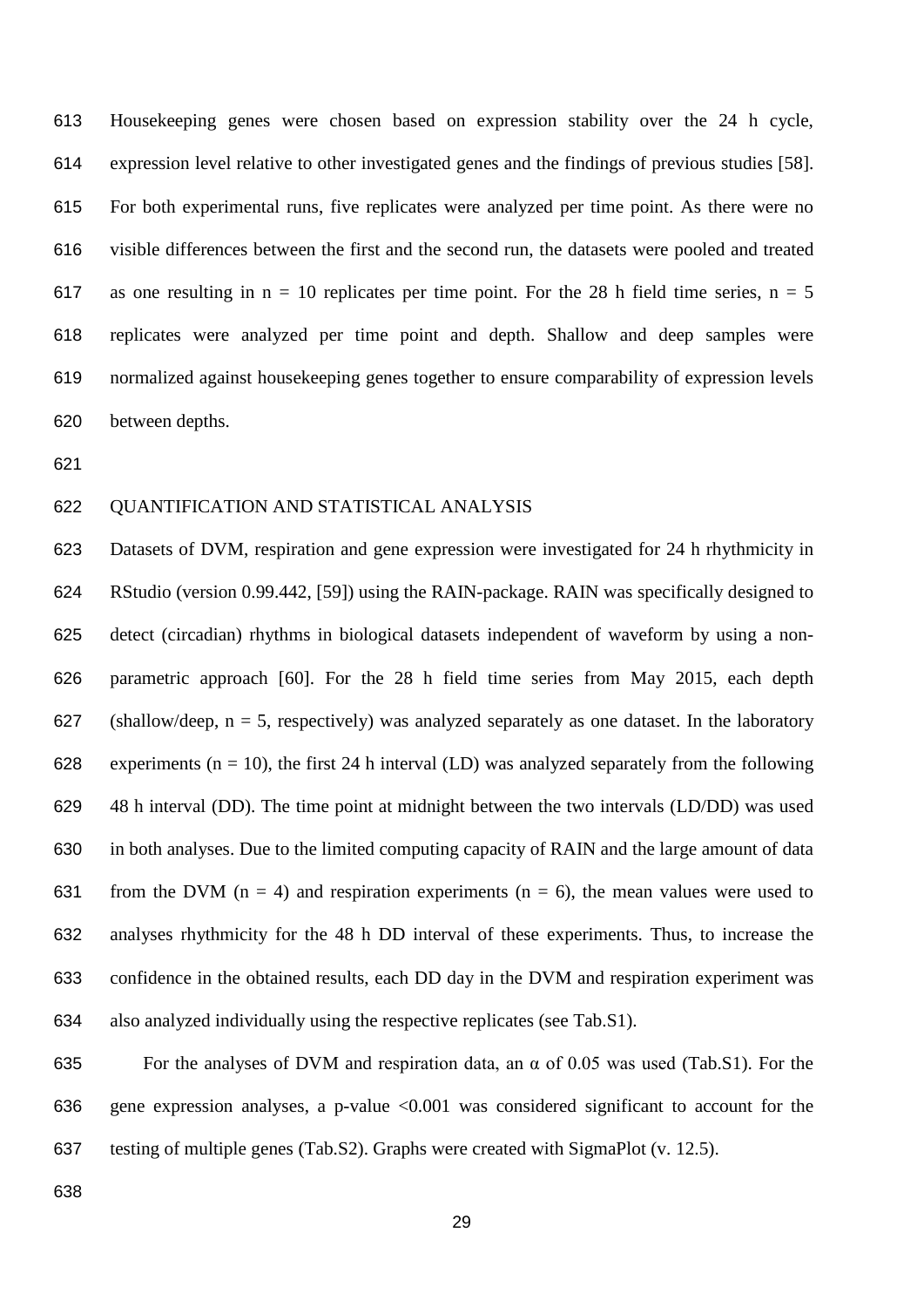Housekeeping genes were chosen based on expression stability over the 24 h cycle, expression level relative to other investigated genes and the findings of previous studies [58]. For both experimental runs, five replicates were analyzed per time point. As there were no visible differences between the first and the second run, the datasets were pooled and treated as one resulting in $n = 10$ replicates per time point. For the 28 h field time series, $n = 5$ replicates were analyzed per time point and depth. Shallow and deep samples were normalized against housekeeping genes together to ensure comparability of expression levels between depths.

## QUANTIFICATION AND STATISTICAL ANALYSIS

Datasets of DVM, respiration and gene expression were investigated for 24 h rhythmicity in RStudio (version 0.99.442, [59]) using the RAIN-package. RAIN was specifically designed to detect (circadian) rhythms in biological datasets independent of waveform by using a non-parametric approach [60]. For the 28 h field time series from May 2015, each depth (shallow/deep, $n = 5$, respectively) was analyzed separately as one dataset. In the laboratory experiments ($n = 10$), the first 24 h interval (LD) was analyzed separately from the following 48 h interval (DD). The time point at midnight between the two intervals (LD/DD) was used in both analyses. Due to the limited computing capacity of RAIN and the large amount of data from the DVM ($n = 4$) and respiration experiments ($n = 6$), the mean values were used to analyses rhythmicity for the 48 h DD interval of these experiments. Thus, to increase the confidence in the obtained results, each DD day in the DVM and respiration experiment was also analyzed individually using the respective replicates (see Tab.S1).

For the analyses of DVM and respiration data, an $\alpha$ of 0.05 was used (Tab.S1). For the gene expression analyses, a p-value $<0.001$ was considered significant to account for the testing of multiple genes (Tab.S2). Graphs were created with SigmaPlot (v. 12.5).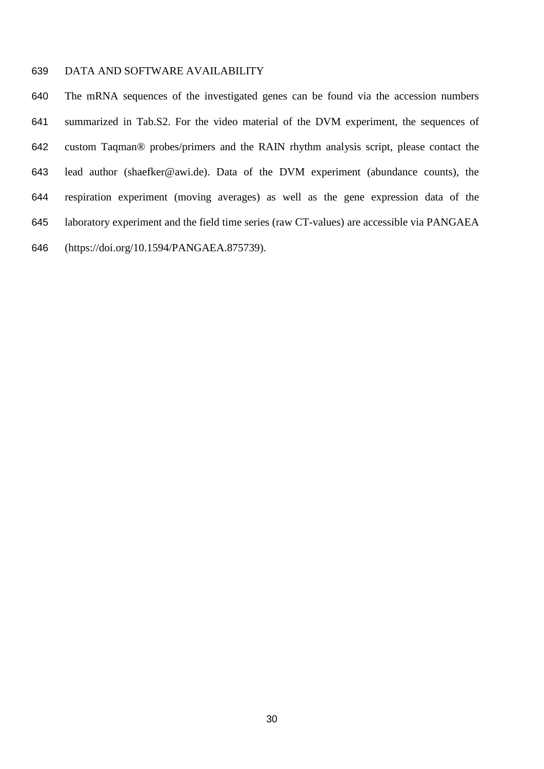## DATA AND SOFTWARE AVAILABILITY

The mRNA sequences of the investigated genes can be found via the accession numbers summarized in Tab.S2. For the video material of the DVM experiment, the sequences of custom Taqman® probes/primers and the RAIN rhythm analysis script, please contact the lead author (shaefker@awi.de). Data of the DVM experiment (abundance counts), the respiration experiment (moving averages) as well as the gene expression data of the laboratory experiment and the field time series (raw CT-values) are accessible via PANGAEA (https://doi.org/10.1594/PANGAEA.875739).